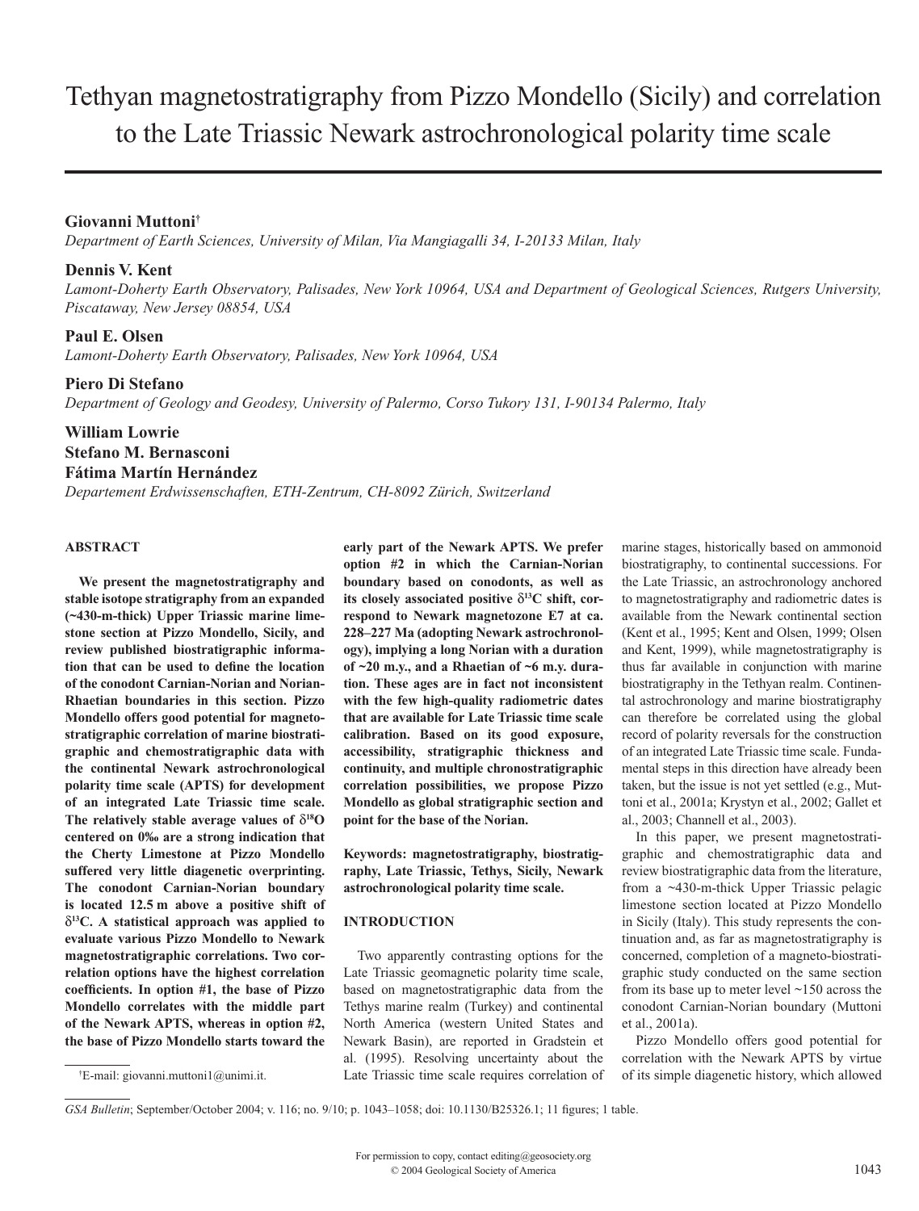# Tethyan magnetostratigraphy from Pizzo Mondello (Sicily) and correlation to the Late Triassic Newark astrochronological polarity time scale

**Giovanni Muttoni[†]**

*Department of Earth Sciences, University of Milan, Via Mangiagalli 34, I-20133 Milan, Italy*

**Dennis V. Kent**

*Lamont-Doherty Earth Observatory, Palisades, New York 10964, USA and Department of Geological Sciences, Rutgers University, Piscataway, New Jersey 08854, USA*

**Paul E. Olsen**

*Lamont-Doherty Earth Observatory, Palisades, New York 10964, USA*

**Piero Di Stefano**

*Department of Geology and Geodesy, University of Palermo, Corso Tukory 131, I-90134 Palermo, Italy*

**William Lowrie**
**Stefano M. Bernasconi**
**Fátima Martín Hernández**

*Departement Erdwissenschaften, ETH-Zentrum, CH-8092 Zürich, Switzerland*

## ABSTRACT

**We present the magnetostratigraphy and stable isotope stratigraphy from an expanded (~430-m-thick) Upper Triassic marine limestone section at Pizzo Mondello, Sicily, and review published biostratigraphic information that can be used to define the location of the conodont Carnian-Norian and Norian-Rhaetian boundaries in this section. Pizzo Mondello offers good potential for magnetostratigraphic correlation of marine biostratigraphic and chemostratigraphic data with the continental Newark astrochronological polarity time scale (APTS) for development of an integrated Late Triassic time scale. The relatively stable average values of $\delta^{18}O$ centered on 0‰ are a strong indication that the Cherty Limestone at Pizzo Mondello suffered very little diagenetic overprinting. The conodont Carnian-Norian boundary is located 12.5 m above a positive shift of $\delta^{13}C$. A statistical approach was applied to evaluate various Pizzo Mondello to Newark magnetostratigraphic correlations. Two correlation options have the highest correlation coefficients. In option #1, the base of Pizzo Mondello correlates with the middle part of the Newark APTS, whereas in option #2, the base of Pizzo Mondello starts toward the early part of the Newark APTS. We prefer option #2 in which the Carnian-Norian boundary based on conodonts, as well as its closely associated positive $\delta^{13}C$ shift, correspond to Newark magnetozone E7 at ca. 228–227 Ma (adopting Newark astrochronology), implying a long Norian with a duration of ~20 m.y., and a Rhaetian of ~6 m.y. duration. These ages are in fact not inconsistent with the few high-quality radiometric dates that are available for Late Triassic time scale calibration. Based on its good exposure, accessibility, stratigraphic thickness and continuity, and multiple chronostratigraphic correlation possibilities, we propose Pizzo Mondello as global stratigraphic section and point for the base of the Norian.**

**Keywords: magnetostratigraphy, biostratigraphy, Late Triassic, Tethys, Sicily, Newark astrochronological polarity time scale.**

## INTRODUCTION

Two apparently contrasting options for the Late Triassic geomagnetic polarity time scale, based on magnetostratigraphic data from the Tethys marine realm (Turkey) and continental North America (western United States and Newark Basin), are reported in Gradstein et al. (1995). Resolving uncertainty about the Late Triassic time scale requires correlation of marine stages, historically based on ammonoid biostratigraphy, to continental successions. For the Late Triassic, an astrochronology anchored to magnetostratigraphy and radiometric dates is available from the Newark continental section (Kent et al., 1995; Kent and Olsen, 1999; Olsen and Kent, 1999), while magnetostratigraphy is thus far available in conjunction with marine biostratigraphy in the Tethyan realm. Continental astrochronology and marine biostratigraphy can therefore be correlated using the global record of polarity reversals for the construction of an integrated Late Triassic time scale. Fundamental steps in this direction have already been taken, but the issue is not yet settled (e.g., Muttoni et al., 2001a; Krystyn et al., 2002; Gallet et al., 2003; Channell et al., 2003).

In this paper, we present magnetostratigraphic and chemostratigraphic data and review biostratigraphic data from the literature, from a ~430-m-thick Upper Triassic pelagic limestone section located at Pizzo Mondello in Sicily (Italy). This study represents the continuation and, as far as magnetostratigraphy is concerned, completion of a magneto-biostratigraphic study conducted on the same section from its base up to meter level ~150 across the conodont Carnian-Norian boundary (Muttoni et al., 2001a).

Pizzo Mondello offers good potential for correlation with the Newark APTS by virtue of its simple diagenetic history, which allowed

[†]E-mail: giovanni.muttoni1@unimi.it.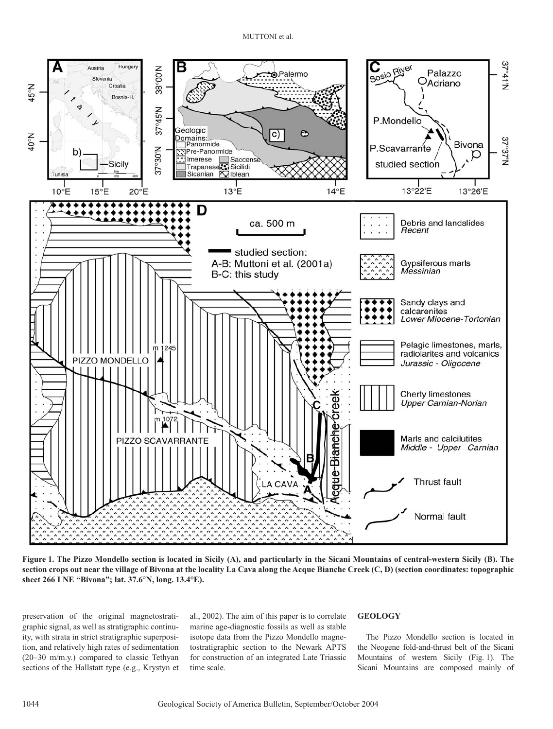**Figure 1. The Pizzo Mondello section is located in Sicily (A), and particularly in the Sicani Mountains of central-western Sicily (B). The section crops out near the village of Bivona at the locality La Cava along the Acque Bianche Creek (C, D) (section coordinates: topographic sheet 266 I NE "Bivona"; lat. 37.6°N, long. 13.4°E).**

preservation of the original magnetostratigraphic signal, as well as stratigraphic continuity, with strata in strict stratigraphic superposition, and relatively high rates of sedimentation (20–30 m/m.y.) compared to classic Tethyan sections of the Hallstatt type (e.g., Krystyn et al., 2002). The aim of this paper is to correlate marine age-diagnostic fossils as well as stable isotope data from the Pizzo Mondello magnetostratigraphic section to the Newark APTS for construction of an integrated Late Triassic time scale.

## GEOLOGY

The Pizzo Mondello section is located in the Neogene fold-and-thrust belt of the Sicani Mountains of western Sicily (Fig. 1). The Sicani Mountains are composed mainly of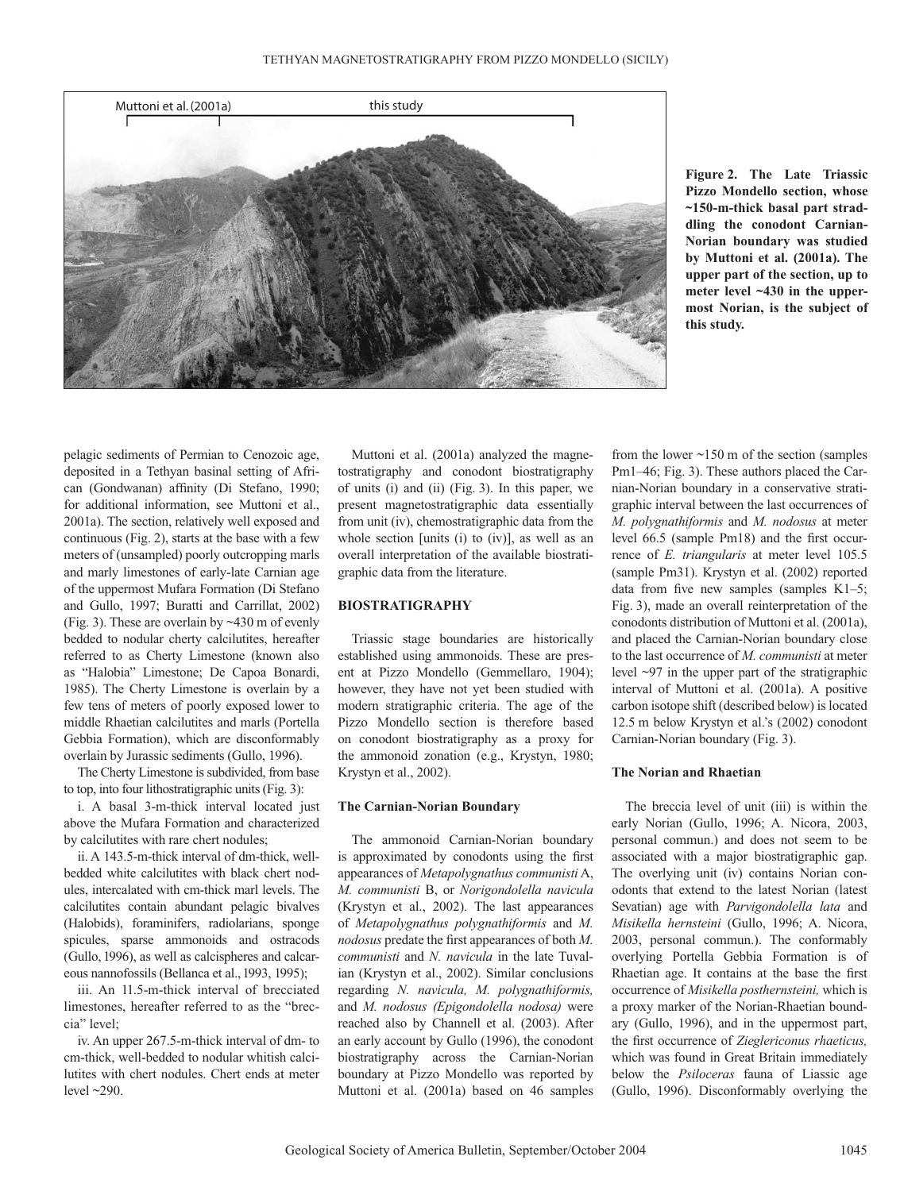Figure 2. The Late Triassic Pizzo Mondello section, whose ~150-m-thick basal part straddling the conodont Carnian-Norian boundary was studied by Muttoni et al. (2001a). The upper part of the section, up to meter level ~430 in the uppermost Norian, is the subject of this study.

pelagic sediments of Permian to Cenozoic age, deposited in a Tethyan basinal setting of African (Gondwanan) affinity (Di Stefano, 1990; for additional information, see Muttoni et al., 2001a). The section, relatively well exposed and continuous (Fig. 2), starts at the base with a few meters of (unsampled) poorly outcropping marls and marly limestones of early-late Carnian age of the uppermost Mufara Formation (Di Stefano and Gullo, 1997; Buratti and Carrillat, 2002) (Fig. 3). These are overlain by ~430 m of evenly bedded to nodular cherty calcilutites, hereafter referred to as Cherty Limestone (known also as "Halobia" Limestone; De Capoa Bonardi, 1985). The Cherty Limestone is overlain by a few tens of meters of poorly exposed lower to middle Rhaetian calcilutites and marls (Portella Gebbia Formation), which are disconformably overlain by Jurassic sediments (Gullo, 1996).

The Cherty Limestone is subdivided, from base to top, into four lithostratigraphic units (Fig. 3):

i. A basal 3-m-thick interval located just above the Mufara Formation and characterized by calcilutites with rare chert nodules;

ii. A 143.5-m-thick interval of dm-thick, well-bedded white calcilutites with black chert nodules, intercalated with cm-thick marl levels. The calcilutites contain abundant pelagic bivalves (Halobids), foraminifers, radiolarians, sponge spicules, sparse ammonoids and ostracods (Gullo, 1996), as well as calcispheres and calcareous nannofossils (Bellanca et al., 1993, 1995);

iii. An 11.5-m-thick interval of brecciated limestones, hereafter referred to as the "breccia" level;

iv. An upper 267.5-m-thick interval of dm- to cm-thick, well-bedded to nodular whitish calcilutites with chert nodules. Chert ends at meter level ~290.

Muttoni et al. (2001a) analyzed the magnetostratigraphy and conodont biostratigraphy of units (i) and (ii) (Fig. 3). In this paper, we present magnetostratigraphic data essentially from unit (iv), chemostratigraphic data from the whole section [units (i) to (iv)], as well as an overall interpretation of the available biostratigraphic data from the literature.

## BIOSTRATIGRAPHY

Triassic stage boundaries are historically established using ammonoids. These are present at Pizzo Mondello (Gemmellaro, 1904); however, they have not yet been studied with modern stratigraphic criteria. The age of the Pizzo Mondello section is therefore based on conodont biostratigraphy as a proxy for the ammonoid zonation (e.g., Krystyn, 1980; Krystyn et al., 2002).

### The Carnian-Norian Boundary

The ammonoid Carnian-Norian boundary is approximated by conodonts using the first appearances of *Metapolygnathus communisti* A, *M. communisti* B, or *Norigondolella navicula* (Krystyn et al., 2002). The last appearances of *Metapolygnathus polygnathiformis* and *M. nodosus* predate the first appearances of both *M. communisti* and *N. navicula* in the late Tuvalian (Krystyn et al., 2002). Similar conclusions regarding *N. navicula, M. polygnathiformis,* and *M. nodosus (Epigondolella nodosa)* were reached also by Channell et al. (2003). After an early account by Gullo (1996), the conodont biostratigraphy across the Carnian-Norian boundary at Pizzo Mondello was reported by Muttoni et al. (2001a) based on 46 samples from the lower ~150 m of the section (samples Pm1–46; Fig. 3). These authors placed the Carnian-Norian boundary in a conservative stratigraphic interval between the last occurrences of *M. polygnathiformis* and *M. nodosus* at meter level 66.5 (sample Pm18) and the first occurrence of *E. triangularis* at meter level 105.5 (sample Pm31). Krystyn et al. (2002) reported data from five new samples (samples K1–5; Fig. 3), made an overall reinterpretation of the conodonts distribution of Muttoni et al. (2001a), and placed the Carnian-Norian boundary close to the last occurrence of *M. communisti* at meter level ~97 in the upper part of the stratigraphic interval of Muttoni et al. (2001a). A positive carbon isotope shift (described below) is located 12.5 m below Krystyn et al.'s (2002) conodont Carnian-Norian boundary (Fig. 3).

### The Norian and Rhaetian

The breccia level of unit (iii) is within the early Norian (Gullo, 1996; A. Nicora, 2003, personal commun.) and does not seem to be associated with a major biostratigraphic gap. The overlying unit (iv) contains Norian conodonts that extend to the latest Norian (latest Sevatian) age with *Parvigondolella lata* and *Misikella hernsteini* (Gullo, 1996; A. Nicora, 2003, personal commun.). The conformably overlying Portella Gebbia Formation is of Rhaetian age. It contains at the base the first occurrence of *Misikella posthernsteini,* which is a proxy marker of the Norian-Rhaetian boundary (Gullo, 1996), and in the uppermost part, the first occurrence of *Zieglericonus rhaeticus,* which was found in Great Britain immediately below the *Psiloceras* fauna of Liassic age (Gullo, 1996). Disconformably overlying the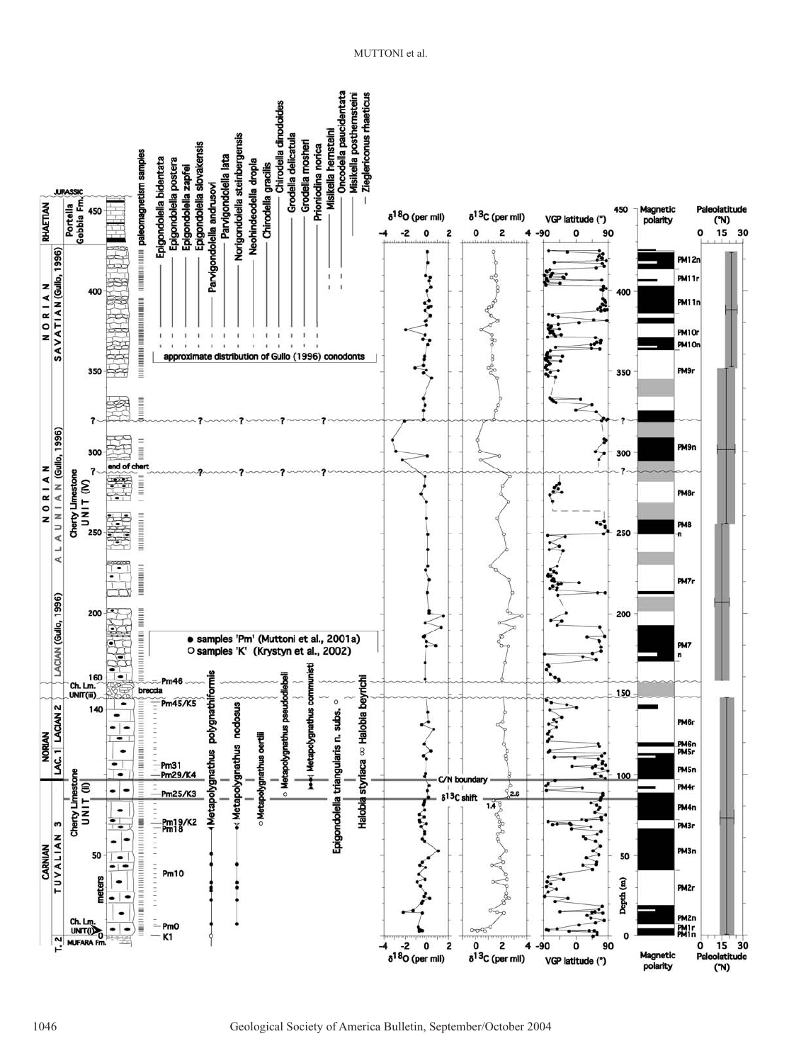JURASSIC

RHAETIAN — Portella Gebbia Fm.

NORIAN — SEVATIAN (Gullo, 1996)

NORIAN — ALAUNIAN (Gullo, 1996) — Cherty Limestone UNIT (IV)

LACIAN (Gullo, 1996)

Ch. Lm. UNIT(iii) — breccia

NORIAN — LAC. 1 — LACIAN 2

CARNIAN — TUVALIAN 3 — Cherty Limestone UNIT (II)

T. 2 — MUFARA Fm. — Ch. Lm. UNIT(I)

end of chert

paleomagnetism samples

Epigondolella bidentata, Epigondolella postera, Epigondolella zapfei, Epigondolella slovakensis, Parvigondolella andrusovi, Parvigondolella lata, Norigondolella steinbergensis, Neohindeodella dropla, Chirodella gracilis, Chirodella dinodoides, Grodella delicatula, Grodella mosheri, Prioniodina norica, Misikella hernsteini, Oncodella paucidentata, Misikella posthernsteini, Zieglericonus rhaeticus

approximate distribution of Gullo (1996) conodonts

● samples 'Pm' (Muttoni et al., 2001a)
○ samples 'K' (Krystyn et al., 2002)

Pm46, Pm45/K5, Pm31, Pm29/K4, Pm25/K3, Pm19/K2, Pm18, Pm10, Pm0, K1

Metapolygnathus polygnathiformis, Metapolygnathus nodosus, Metapolygnathus oertlii, Metapolygnathus pseudoeiebeli, Metapolygnathus communisti, Epigondolella triangularis n. subs., Halobia styriaca, Halobia beyrichi

C/N boundary

$\delta^{13}C$ shift — 1.4 — 2.6

$\delta^{18}O$ (per mil)

$\delta^{13}C$ (per mil)

VGP latitude (°)

Depth (m)

Magnetic polarity

PM12n, PM11r, PM11n, PM10r, PM10n, PM9r, PM9n, PM8r, PM8n, PM7r, PM7n, PM6r, PM6n, PM5r, PM5n, PM4r, PM4n, PM3r, PM3n, PM2r, PM2n, PM1r, PM1n

Paleolatitude (°N)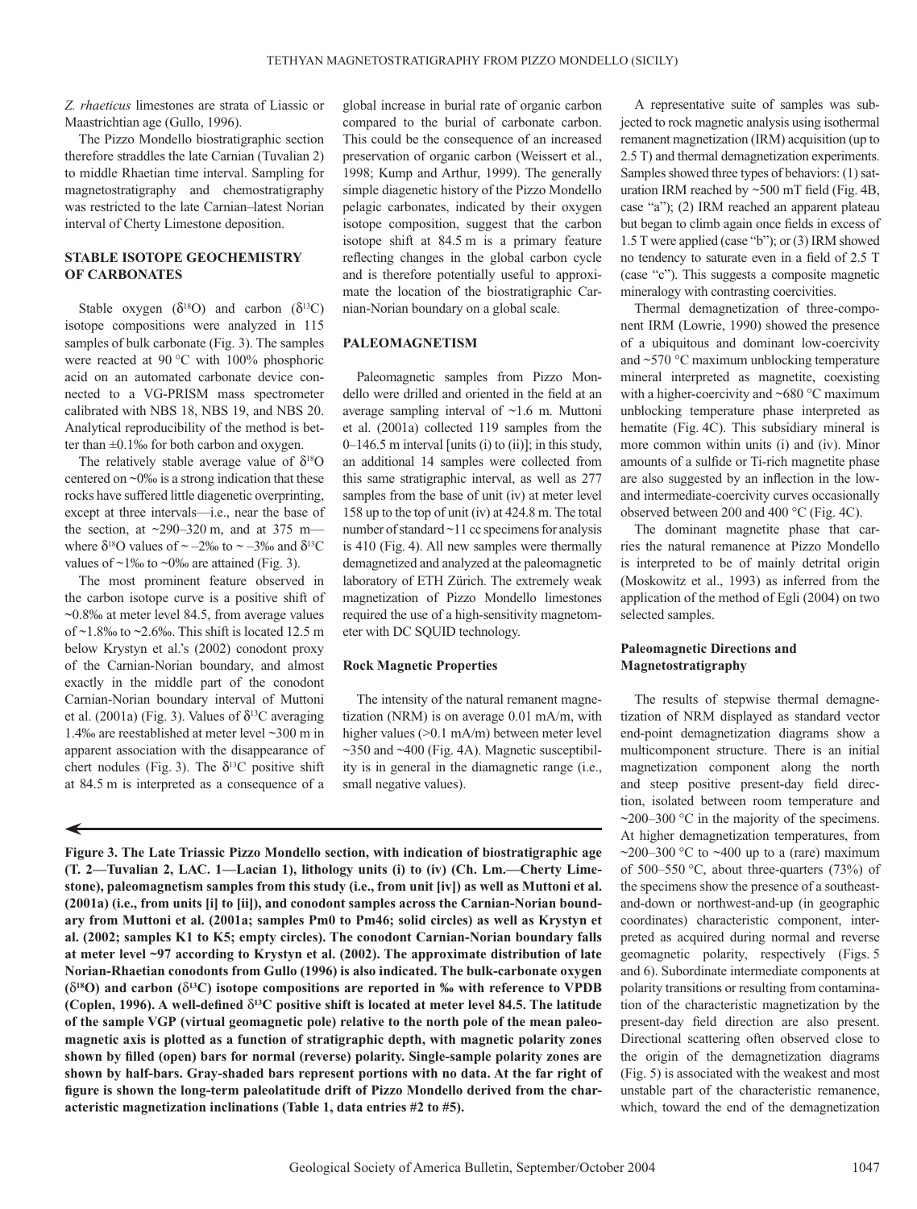*Z. rhaeticus* limestones are strata of Liassic or Maastrichtian age (Gullo, 1996).

The Pizzo Mondello biostratigraphic section therefore straddles the late Carnian (Tuvalian 2) to middle Rhaetian time interval. Sampling for magnetostratigraphy and chemostratigraphy was restricted to the late Carnian–latest Norian interval of Cherty Limestone deposition.

## STABLE ISOTOPE GEOCHEMISTRY OF CARBONATES

Stable oxygen ($\delta^{18}O$) and carbon ($\delta^{13}C$) isotope compositions were analyzed in 115 samples of bulk carbonate (Fig. 3). The samples were reacted at 90 °C with 100% phosphoric acid on an automated carbonate device connected to a VG-PRISM mass spectrometer calibrated with NBS 18, NBS 19, and NBS 20. Analytical reproducibility of the method is better than ±0.1‰ for both carbon and oxygen.

The relatively stable average value of $\delta^{18}O$ centered on ~0‰ is a strong indication that these rocks have suffered little diagenetic overprinting, except at three intervals—i.e., near the base of the section, at ~290–320 m, and at 375 m—where $\delta^{18}O$ values of ~ –2‰ to ~ –3‰ and $\delta^{13}C$ values of ~1‰ to ~0‰ are attained (Fig. 3).

The most prominent feature observed in the carbon isotope curve is a positive shift of ~0.8‰ at meter level 84.5, from average values of ~1.8‰ to ~2.6‰. This shift is located 12.5 m below Krystyn et al.'s (2002) conodont proxy of the Carnian-Norian boundary, and almost exactly in the middle part of the conodont Carnian-Norian boundary interval of Muttoni et al. (2001a) (Fig. 3). Values of $\delta^{13}C$ averaging 1.4‰ are reestablished at meter level ~300 m in apparent association with the disappearance of chert nodules (Fig. 3). The $\delta^{13}C$ positive shift at 84.5 m is interpreted as a consequence of a global increase in burial rate of organic carbon compared to the burial of carbonate carbon. This could be the consequence of an increased preservation of organic carbon (Weissert et al., 1998; Kump and Arthur, 1999). The generally simple diagenetic history of the Pizzo Mondello pelagic carbonates, indicated by their oxygen isotope composition, suggest that the carbon isotope shift at 84.5 m is a primary feature reflecting changes in the global carbon cycle and is therefore potentially useful to approximate the location of the biostratigraphic Carnian-Norian boundary on a global scale.

## PALEOMAGNETISM

Paleomagnetic samples from Pizzo Mondello were drilled and oriented in the field at an average sampling interval of ~1.6 m. Muttoni et al. (2001a) collected 119 samples from the 0–146.5 m interval [units (i) to (ii)]; in this study, an additional 14 samples were collected from this same stratigraphic interval, as well as 277 samples from the base of unit (iv) at meter level 158 up to the top of unit (iv) at 424.8 m. The total number of standard ~11 cc specimens for analysis is 410 (Fig. 4). All new samples were thermally demagnetized and analyzed at the paleomagnetic laboratory of ETH Zürich. The extremely weak magnetization of Pizzo Mondello limestones required the use of a high-sensitivity magnetometer with DC SQUID technology.

### Rock Magnetic Properties

The intensity of the natural remanent magnetization (NRM) is on average 0.01 mA/m, with higher values (>0.1 mA/m) between meter level ~350 and ~400 (Fig. 4A). Magnetic susceptibility is in general in the diamagnetic range (i.e., small negative values).

A representative suite of samples was subjected to rock magnetic analysis using isothermal remanent magnetization (IRM) acquisition (up to 2.5 T) and thermal demagnetization experiments. Samples showed three types of behaviors: (1) saturation IRM reached by ~500 mT field (Fig. 4B, case "a"); (2) IRM reached an apparent plateau but began to climb again once fields in excess of 1.5 T were applied (case "b"); or (3) IRM showed no tendency to saturate even in a field of 2.5 T (case "c"). This suggests a composite magnetic mineralogy with contrasting coercivities.

Thermal demagnetization of three-component IRM (Lowrie, 1990) showed the presence of a ubiquitous and dominant low-coercivity and ~570 °C maximum unblocking temperature mineral interpreted as magnetite, coexisting with a higher-coercivity and ~680 °C maximum unblocking temperature phase interpreted as hematite (Fig. 4C). This subsidiary mineral is more common within units (i) and (iv). Minor amounts of a sulfide or Ti-rich magnetite phase are also suggested by an inflection in the low- and intermediate-coercivity curves occasionally observed between 200 and 400 °C (Fig. 4C).

The dominant magnetite phase that carries the natural remanence at Pizzo Mondello is interpreted to be of mainly detrital origin (Moskowitz et al., 1993) as inferred from the application of the method of Egli (2004) on two selected samples.

### Paleomagnetic Directions and Magnetostratigraphy

The results of stepwise thermal demagnetization of NRM displayed as standard vector end-point demagnetization diagrams show a multicomponent structure. There is an initial magnetization component along the north and steep positive present-day field direction, isolated between room temperature and ~200–300 °C in the majority of the specimens. At higher demagnetization temperatures, from ~200–300 °C to ~400 up to a (rare) maximum of 500–550 °C, about three-quarters (73%) of the specimens show the presence of a southeast-and-down or northwest-and-up (in geographic coordinates) characteristic component, interpreted as acquired during normal and reverse geomagnetic polarity, respectively (Figs. 5 and 6). Subordinate intermediate components at polarity transitions or resulting from contamination of the characteristic magnetization by the present-day field direction are also present. Directional scattering often observed close to the origin of the demagnetization diagrams (Fig. 5) is associated with the weakest and most unstable part of the characteristic remanence, which, toward the end of the demagnetization

**Figure 3. The Late Triassic Pizzo Mondello section, with indication of biostratigraphic age (T. 2—Tuvalian 2, LAC. 1—Lacian 1), lithology units (i) to (iv) (Ch. Lm.—Cherty Limestone), paleomagnetism samples from this study (i.e., from unit [iv]) as well as Muttoni et al. (2001a) (i.e., from units [i] to [ii]), and conodont samples across the Carnian-Norian boundary from Muttoni et al. (2001a; samples Pm0 to Pm46; solid circles) as well as Krystyn et al. (2002; samples K1 to K5; empty circles). The conodont Carnian-Norian boundary falls at meter level ~97 according to Krystyn et al. (2002). The approximate distribution of late Norian-Rhaetian conodonts from Gullo (1996) is also indicated. The bulk-carbonate oxygen ($\delta^{18}O$) and carbon ($\delta^{13}C$) isotope compositions are reported in ‰ with reference to VPDB (Coplen, 1996). A well-defined $\delta^{13}C$ positive shift is located at meter level 84.5. The latitude of the sample VGP (virtual geomagnetic pole) relative to the north pole of the mean paleomagnetic axis is plotted as a function of stratigraphic depth, with magnetic polarity zones shown by filled (open) bars for normal (reverse) polarity. Single-sample polarity zones are shown by half-bars. Gray-shaded bars represent portions with no data. At the far right of figure is shown the long-term paleolatitude drift of Pizzo Mondello derived from the characteristic magnetization inclinations (Table 1, data entries #2 to #5).**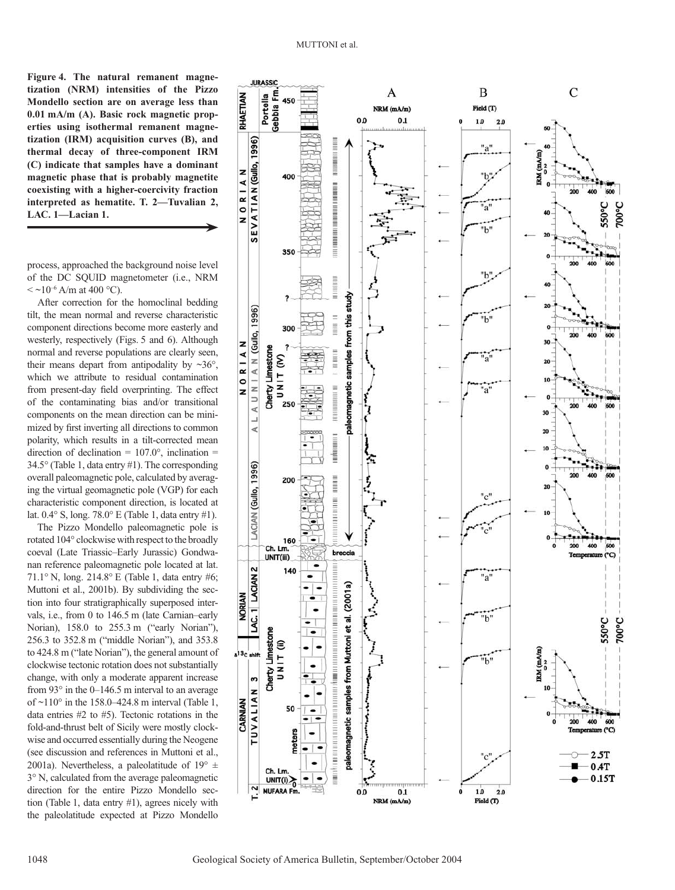**Figure 4. The natural remanent magnetization (NRM) intensities of the Pizzo Mondello section are on average less than 0.01 mA/m (A). Basic rock magnetic properties using isothermal remanent magnetization (IRM) acquisition curves (B), and thermal decay of three-component IRM (C) indicate that samples have a dominant magnetic phase that is probably magnetite coexisting with a higher-coercivity fraction interpreted as hematite. T. 2—Tuvalian 2, LAC. 1—Lacian 1.**

process, approached the background noise level of the DC SQUID magnetometer (i.e., NRM < ~$10^{-6}$ A/m at 400 °C).

After correction for the homoclinal bedding tilt, the mean normal and reverse characteristic component directions become more easterly and westerly, respectively (Figs. 5 and 6). Although normal and reverse populations are clearly seen, their means depart from antipodality by ~36°, which we attribute to residual contamination from present-day field overprinting. The effect of the contaminating bias and/or transitional components on the mean direction can be minimized by first inverting all directions to common polarity, which results in a tilt-corrected mean direction of declination = 107.0°, inclination = 34.5° (Table 1, data entry #1). The corresponding overall paleomagnetic pole, calculated by averaging the virtual geomagnetic pole (VGP) for each characteristic component direction, is located at lat. 0.4° S, long. 78.0° E (Table 1, data entry #1).

The Pizzo Mondello paleomagnetic pole is rotated 104° clockwise with respect to the broadly coeval (Late Triassic–Early Jurassic) Gondwanan reference paleomagnetic pole located at lat. 71.1° N, long. 214.8° E (Table 1, data entry #6; Muttoni et al., 2001b). By subdividing the section into four stratigraphically superposed intervals, i.e., from 0 to 146.5 m (late Carnian–early Norian), 158.0 to 255.3 m ("early Norian"), 256.3 to 352.8 m ("middle Norian"), and 353.8 to 424.8 m ("late Norian"), the general amount of clockwise tectonic rotation does not substantially change, with only a moderate apparent increase from 93° in the 0–146.5 m interval to an average of ~110° in the 158.0–424.8 m interval (Table 1, data entries #2 to #5). Tectonic rotations in the fold-and-thrust belt of Sicily were mostly clockwise and occurred essentially during the Neogene (see discussion and references in Muttoni et al., 2001a). Nevertheless, a paleolatitude of 19° ± 3° N, calculated from the average paleomagnetic direction for the entire Pizzo Mondello section (Table 1, data entry #1), agrees nicely with the paleolatitude expected at Pizzo Mondello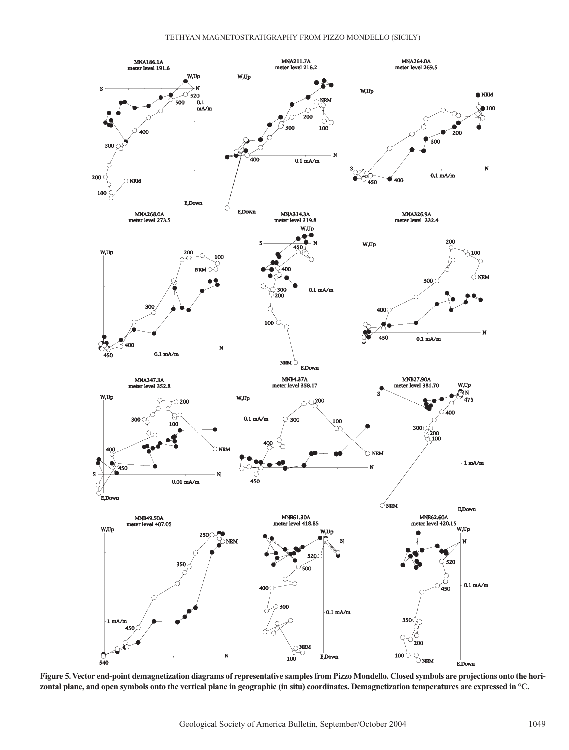**Figure 5. Vector end-point demagnetization diagrams of representative samples from Pizzo Mondello. Closed symbols are projections onto the horizontal plane, and open symbols onto the vertical plane in geographic (in situ) coordinates. Demagnetization temperatures are expressed in °C.**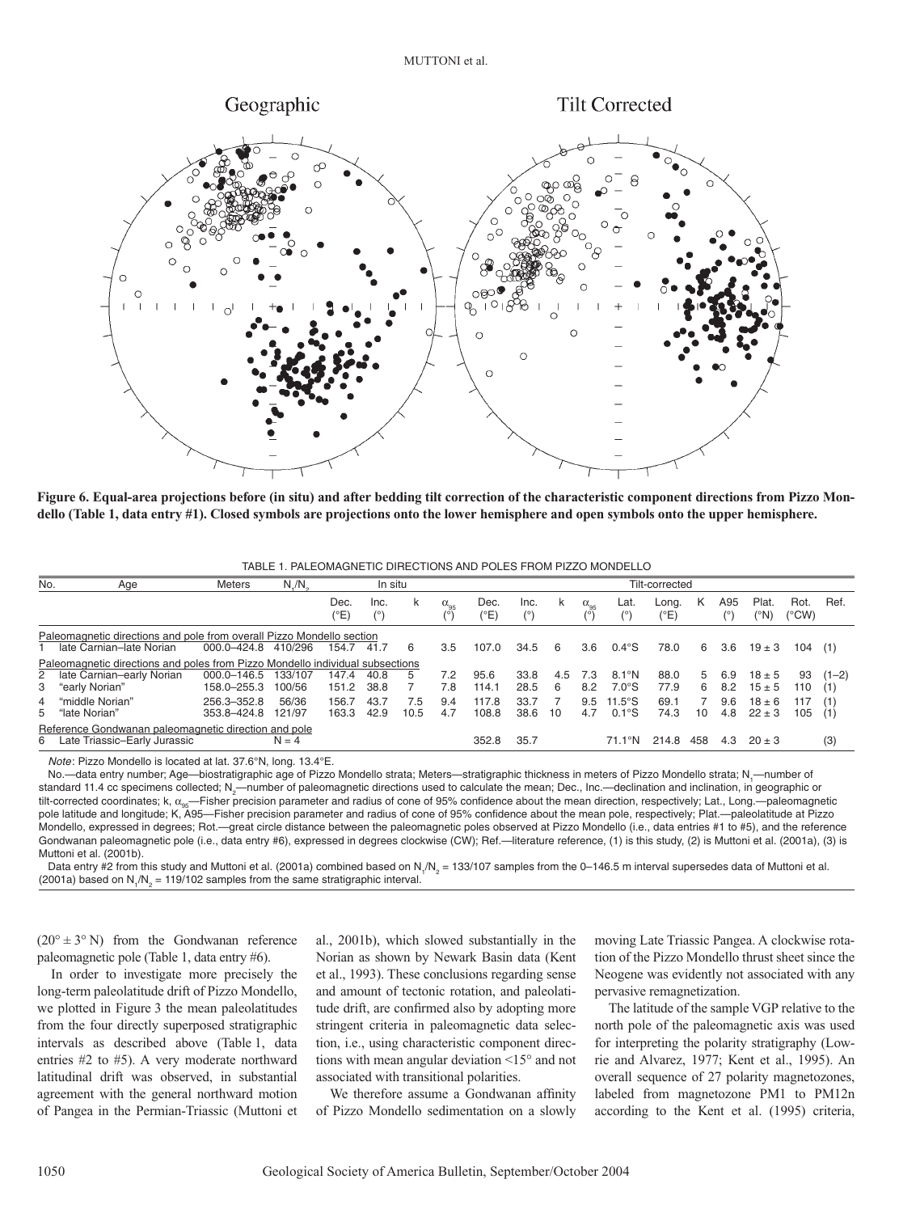**Figure 6. Equal-area projections before (in situ) and after bedding tilt correction of the characteristic component directions from Pizzo Mondello (Table 1, data entry #1). Closed symbols are projections onto the lower hemisphere and open symbols onto the upper hemisphere.**

TABLE 1. PALEOMAGNETIC DIRECTIONS AND POLES FROM PIZZO MONDELLO

| No. | Age | Meters | $N_1/N_2$ | In situ Dec. (°E) | Inc. (°) | k | $\alpha_{95}$ (°) | Tilt-corrected Dec. (°E) | Inc. (°) | k | $\alpha_{95}$ (°) | Lat. (°) | Long. (°E) | K | A95 (°) | Plat. (°N) | Rot. (°CW) | Ref. |
|---|---|---|---|---|---|---|---|---|---|---|---|---|---|---|---|---|---|---|
| *Paleomagnetic directions and pole from overall Pizzo Mondello section* | | | | | | | | | | | | | | | | | | |
| 1 | late Carnian–late Norian | 000.0–424.8 | 410/296 | 154.7 | 41.7 | 6 | 3.5 | 107.0 | 34.5 | 6 | 3.6 | 0.4°S | 78.0 | 6 | 3.6 | 19 ± 3 | 104 | (1) |
| *Paleomagnetic directions and poles from Pizzo Mondello individual subsections* | | | | | | | | | | | | | | | | | | |
| 2 | late Carnian–early Norian | 000.0–146.5 | 133/107 | 147.4 | 40.8 | 5 | 7.2 | 95.6 | 33.8 | 4.5 | 7.3 | 8.1°N | 88.0 | 5 | 6.9 | 18 ± 5 | 93 | (1–2) |
| 3 | "early Norian" | 158.0–255.3 | 100/56 | 151.2 | 38.8 | 7 | 7.8 | 114.1 | 28.5 | 6 | 8.2 | 7.0°S | 77.9 | 6 | 8.2 | 15 ± 5 | 110 | (1) |
| 4 | "middle Norian" | 256.3–352.8 | 56/36 | 156.7 | 43.7 | 7.5 | 9.4 | 117.8 | 33.7 | 7 | 9.5 | 11.5°S | 69.1 | 7 | 9.6 | 18 ± 6 | 117 | (1) |
| 5 | "late Norian" | 353.8–424.8 | 121/97 | 163.3 | 42.9 | 10.5 | 4.7 | 108.8 | 38.6 | 10 | 4.7 | 0.1°S | 74.3 | 10 | 4.8 | 22 ± 3 | 105 | (1) |
| *Reference Gondwanan paleomagnetic direction and pole* | | | | | | | | | | | | | | | | | | |
| 6 | Late Triassic–Early Jurassic | | N = 4 | | | | | 352.8 | 35.7 | | | 71.1°N | 214.8 | 458 | 4.3 | 20 ± 3 | | (3) |

*Note*: Pizzo Mondello is located at lat. 37.6°N, long. 13.4°E.

No.—data entry number; Age—biostratigraphic age of Pizzo Mondello strata; Meters—stratigraphic thickness in meters of Pizzo Mondello strata; $N_1$—number of standard 11.4 cc specimens collected; $N_2$—number of paleomagnetic directions used to calculate the mean; Dec., Inc.—declination and inclination, in geographic or tilt-corrected coordinates; k, $\alpha_{95}$—Fisher precision parameter and radius of cone of 95% confidence about the mean direction, respectively; Lat., Long.—paleomagnetic pole latitude and longitude; K, A95—Fisher precision parameter and radius of cone of 95% confidence about the mean pole, respectively; Plat.—paleolatitude at Pizzo Mondello, expressed in degrees; Rot.—great circle distance between the paleomagnetic poles observed at Pizzo Mondello (i.e., data entries #1 to #5), and the reference Gondwanan paleomagnetic pole (i.e., data entry #6), expressed in degrees clockwise (CW); Ref.—literature reference, (1) is this study, (2) is Muttoni et al. (2001a), (3) is Muttoni et al. (2001b).

Data entry #2 from this study and Muttoni et al. (2001a) combined based on $N_1/N_2$ = 133/107 samples from the 0–146.5 m interval supersedes data of Muttoni et al. (2001a) based on $N_1/N_2$ = 119/102 samples from the same stratigraphic interval.

(20° ± 3° N) from the Gondwanan reference paleomagnetic pole (Table 1, data entry #6).

In order to investigate more precisely the long-term paleolatitude drift of Pizzo Mondello, we plotted in Figure 3 the mean paleolatitudes from the four directly superposed stratigraphic intervals as described above (Table 1, data entries #2 to #5). A very moderate northward latitudinal drift was observed, in substantial agreement with the general northward motion of Pangea in the Permian-Triassic (Muttoni et al., 2001b), which slowed substantially in the Norian as shown by Newark Basin data (Kent et al., 1993). These conclusions regarding sense and amount of tectonic rotation, and paleolatitude drift, are confirmed also by adopting more stringent criteria in paleomagnetic data selection, i.e., using characteristic component directions with mean angular deviation <15° and not associated with transitional polarities.

We therefore assume a Gondwanan affinity of Pizzo Mondello sedimentation on a slowly moving Late Triassic Pangea. A clockwise rotation of the Pizzo Mondello thrust sheet since the Neogene was evidently not associated with any pervasive remagnetization.

The latitude of the sample VGP relative to the north pole of the paleomagnetic axis was used for interpreting the polarity stratigraphy (Lowrie and Alvarez, 1977; Kent et al., 1995). An overall sequence of 27 polarity magnetozones, labeled from magnetozone PM1 to PM12n according to the Kent et al. (1995) criteria,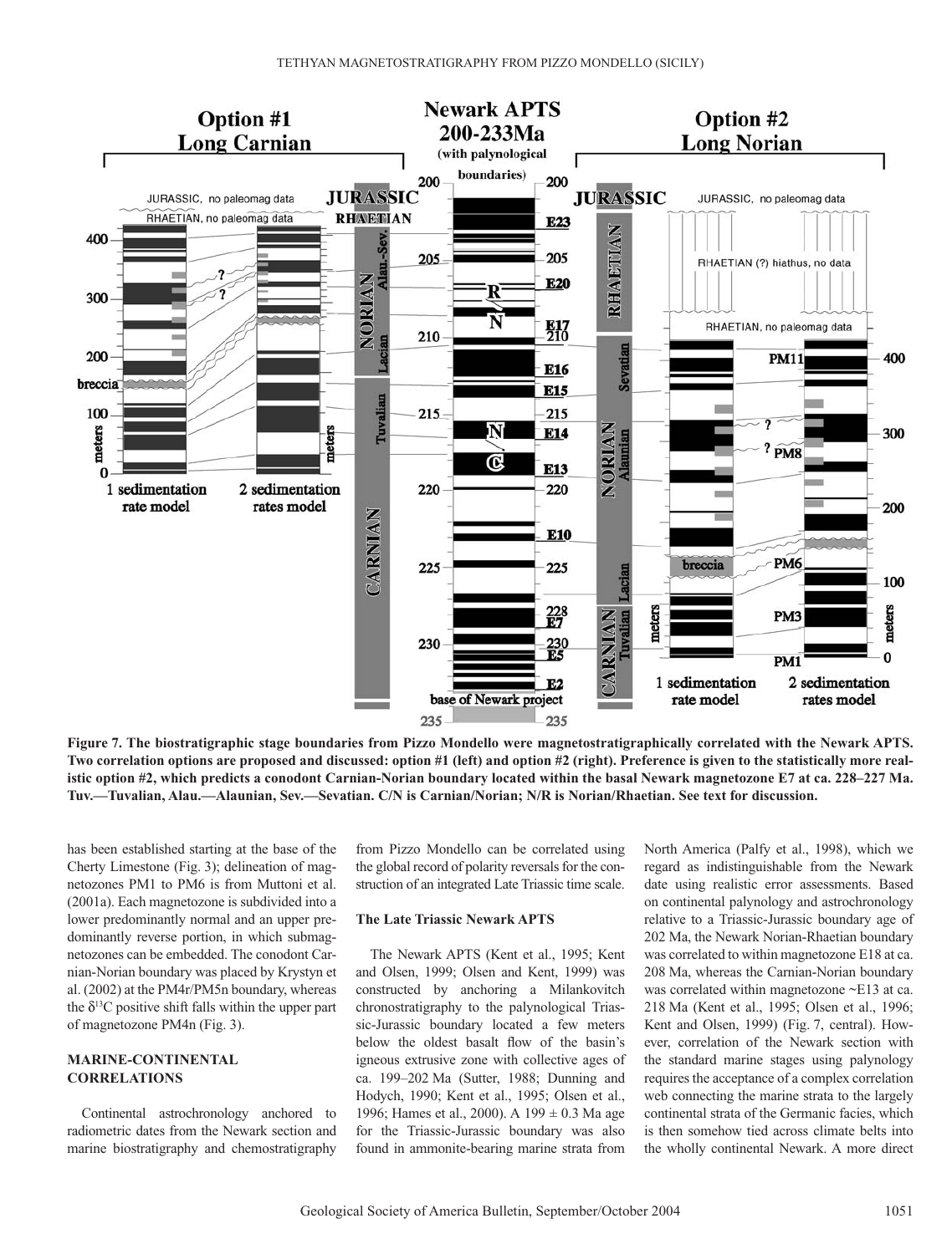**Figure 7. The biostratigraphic stage boundaries from Pizzo Mondello were magnetostratigraphically correlated with the Newark APTS. Two correlation options are proposed and discussed: option #1 (left) and option #2 (right). Preference is given to the statistically more realistic option #2, which predicts a conodont Carnian-Norian boundary located within the basal Newark magnetozone E7 at ca. 228–227 Ma. Tuv.—Tuvalian, Alau.—Alaunian, Sev.—Sevatian. C/N is Carnian/Norian; N/R is Norian/Rhaetian. See text for discussion.**

has been established starting at the base of the Cherty Limestone (Fig. 3); delineation of magnetozones PM1 to PM6 is from Muttoni et al. (2001a). Each magnetozone is subdivided into a lower predominantly normal and an upper predominantly reverse portion, in which submagnetozones can be embedded. The conodont Carnian-Norian boundary was placed by Krystyn et al. (2002) at the PM4r/PM5n boundary, whereas the $\delta^{13}C$ positive shift falls within the upper part of magnetozone PM4n (Fig. 3).

## MARINE-CONTINENTAL CORRELATIONS

Continental astrochronology anchored to radiometric dates from the Newark section and marine biostratigraphy and chemostratigraphy from Pizzo Mondello can be correlated using the global record of polarity reversals for the construction of an integrated Late Triassic time scale.

### The Late Triassic Newark APTS

The Newark APTS (Kent et al., 1995; Kent and Olsen, 1999; Olsen and Kent, 1999) was constructed by anchoring a Milankovitch chronostratigraphy to the palynological Triassic-Jurassic boundary located a few meters below the oldest basalt flow of the basin's igneous extrusive zone with collective ages of ca. 199–202 Ma (Sutter, 1988; Dunning and Hodych, 1990; Kent et al., 1995; Olsen et al., 1996; Hames et al., 2000). A 199 ± 0.3 Ma age for the Triassic-Jurassic boundary was also found in ammonite-bearing marine strata from North America (Palfy et al., 1998), which we regard as indistinguishable from the Newark date using realistic error assessments. Based on continental palynology and astrochronology relative to a Triassic-Jurassic boundary age of 202 Ma, the Newark Norian-Rhaetian boundary was correlated to within magnetozone E18 at ca. 208 Ma, whereas the Carnian-Norian boundary was correlated within magnetozone ~E13 at ca. 218 Ma (Kent et al., 1995; Olsen et al., 1996; Kent and Olsen, 1999) (Fig. 7, central). However, correlation of the Newark section with the standard marine stages using palynology requires the acceptance of a complex correlation web connecting the marine strata to the largely continental strata of the Germanic facies, which is then somehow tied across climate belts into the wholly continental Newark. A more direct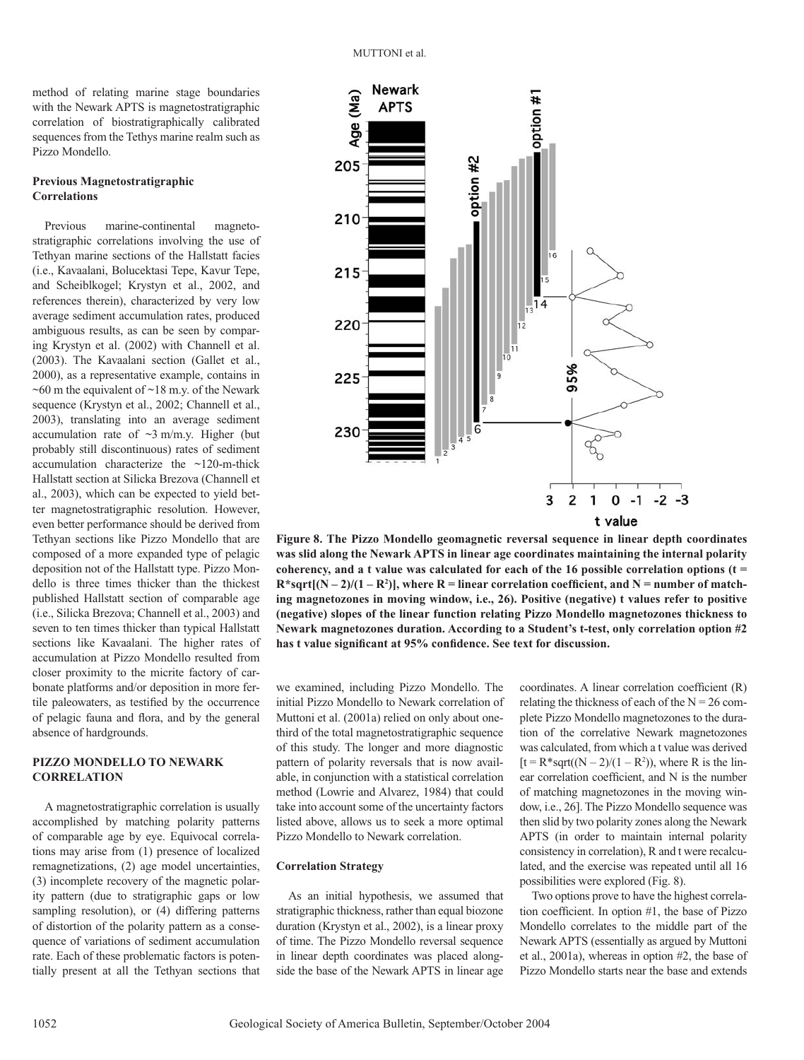method of relating marine stage boundaries with the Newark APTS is magnetostratigraphic correlation of biostratigraphically calibrated sequences from the Tethys marine realm such as Pizzo Mondello.

### Previous Magnetostratigraphic Correlations

Previous marine-continental magnetostratigraphic correlations involving the use of Tethyan marine sections of the Hallstatt facies (i.e., Kavaalani, Bolucektasi Tepe, Kavur Tepe, and Scheiblkogel; Krystyn et al., 2002, and references therein), characterized by very low average sediment accumulation rates, produced ambiguous results, as can be seen by comparing Krystyn et al. (2002) with Channell et al. (2003). The Kavaalani section (Gallet et al., 2000), as a representative example, contains in ~60 m the equivalent of ~18 m.y. of the Newark sequence (Krystyn et al., 2002; Channell et al., 2003), translating into an average sediment accumulation rate of ~3 m/m.y. Higher (but probably still discontinuous) rates of sediment accumulation characterize the ~120-m-thick Hallstatt section at Silicka Brezova (Channell et al., 2003), which can be expected to yield better magnetostratigraphic resolution. However, even better performance should be derived from Tethyan sections like Pizzo Mondello that are composed of a more expanded type of pelagic deposition not of the Hallstatt type. Pizzo Mondello is three times thicker than the thickest published Hallstatt section of comparable age (i.e., Silicka Brezova; Channell et al., 2003) and seven to ten times thicker than typical Hallstatt sections like Kavaalani. The higher rates of accumulation at Pizzo Mondello resulted from closer proximity to the micrite factory of carbonate platforms and/or deposition in more fertile paleowaters, as testified by the occurrence of pelagic fauna and flora, and by the general absence of hardgrounds.

## PIZZO MONDELLO TO NEWARK CORRELATION

A magnetostratigraphic correlation is usually accomplished by matching polarity patterns of comparable age by eye. Equivocal correlations may arise from (1) presence of localized remagnetizations, (2) age model uncertainties, (3) incomplete recovery of the magnetic polarity pattern (due to stratigraphic gaps or low sampling resolution), or (4) differing patterns of distortion of the polarity pattern as a consequence of variations of sediment accumulation rate. Each of these problematic factors is potentially present at all the Tethyan sections that we examined, including Pizzo Mondello. The initial Pizzo Mondello to Newark correlation of Muttoni et al. (2001a) relied on only about one-third of the total magnetostratigraphic sequence of this study. The longer and more diagnostic pattern of polarity reversals that is now available, in conjunction with a statistical correlation method (Lowrie and Alvarez, 1984) that could take into account some of the uncertainty factors listed above, allows us to seek a more optimal Pizzo Mondello to Newark correlation.

**Figure 8. The Pizzo Mondello geomagnetic reversal sequence in linear depth coordinates was slid along the Newark APTS in linear age coordinates maintaining the internal polarity coherency, and a t value was calculated for each of the 16 possible correlation options ($t = R\sqrt{(N-2)/(1-R^2)}$, where R = linear correlation coefficient, and N = number of matching magnetozones in moving window, i.e., 26). Positive (negative) t values refer to positive (negative) slopes of the linear function relating Pizzo Mondello magnetozones thickness to Newark magnetozones duration. According to a Student's t-test, only correlation option #2 has t value significant at 95% confidence. See text for discussion.**

### Correlation Strategy

As an initial hypothesis, we assumed that stratigraphic thickness, rather than equal biozone duration (Krystyn et al., 2002), is a linear proxy of time. The Pizzo Mondello reversal sequence in linear depth coordinates was placed alongside the base of the Newark APTS in linear age coordinates. A linear correlation coefficient (R) relating the thickness of each of the N = 26 complete Pizzo Mondello magnetozones to the duration of the correlative Newark magnetozones was calculated, from which a t value was derived [$t = R\sqrt{(N-2)/(1-R^2)}$, where R is the linear correlation coefficient, and N is the number of matching magnetozones in the moving window, i.e., 26]. The Pizzo Mondello sequence was then slid by two polarity zones along the Newark APTS (in order to maintain internal polarity consistency in correlation), R and t were recalculated, and the exercise was repeated until all 16 possibilities were explored (Fig. 8).

Two options prove to have the highest correlation coefficient. In option #1, the base of Pizzo Mondello correlates to the middle part of the Newark APTS (essentially as argued by Muttoni et al., 2001a), whereas in option #2, the base of Pizzo Mondello starts near the base and extends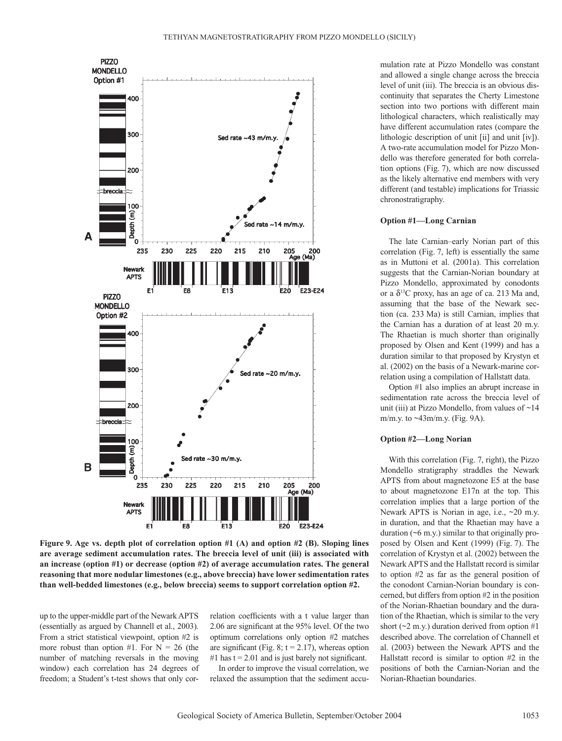**Figure 9. Age vs. depth plot of correlation option #1 (A) and option #2 (B). Sloping lines are average sediment accumulation rates. The breccia level of unit (iii) is associated with an increase (option #1) or decrease (option #2) of average accumulation rates. The general reasoning that more nodular limestones (e.g., above breccia) have lower sedimentation rates than well-bedded limestones (e.g., below breccia) seems to support correlation option #2.**

up to the upper-middle part of the Newark APTS (essentially as argued by Channell et al., 2003). From a strict statistical viewpoint, option #2 is more robust than option #1. For N = 26 (the number of matching reversals in the moving window) each correlation has 24 degrees of freedom; a Student's t-test shows that only correlation coefficients with a t value larger than 2.06 are significant at the 95% level. Of the two optimum correlations only option #2 matches are significant (Fig. 8; t = 2.17), whereas option #1 has t = 2.01 and is just barely not significant.

In order to improve the visual correlation, we relaxed the assumption that the sediment accumulation rate at Pizzo Mondello was constant and allowed a single change across the breccia level of unit (iii). The breccia is an obvious discontinuity that separates the Cherty Limestone section into two portions with different main lithological characters, which realistically may have different accumulation rates (compare the lithologic description of unit [ii] and unit [iv]). A two-rate accumulation model for Pizzo Mondello was therefore generated for both correlation options (Fig. 7), which are now discussed as the likely alternative end members with very different (and testable) implications for Triassic chronostratigraphy.

#### Option #1—Long Carnian

The late Carnian–early Norian part of this correlation (Fig. 7, left) is essentially the same as in Muttoni et al. (2001a). This correlation suggests that the Carnian-Norian boundary at Pizzo Mondello, approximated by conodonts or a $\delta^{13}C$ proxy, has an age of ca. 213 Ma and, assuming that the base of the Newark section (ca. 233 Ma) is still Carnian, implies that the Carnian has a duration of at least 20 m.y. The Rhaetian is much shorter than originally proposed by Olsen and Kent (1999) and has a duration similar to that proposed by Krystyn et al. (2002) on the basis of a Newark-marine correlation using a compilation of Hallstatt data.

Option #1 also implies an abrupt increase in sedimentation rate across the breccia level of unit (iii) at Pizzo Mondello, from values of ~14 m/m.y. to ~43m/m.y. (Fig. 9A).

#### Option #2—Long Norian

With this correlation (Fig. 7, right), the Pizzo Mondello stratigraphy straddles the Newark APTS from about magnetozone E5 at the base to about magnetozone E17n at the top. This correlation implies that a large portion of the Newark APTS is Norian in age, i.e., ~20 m.y. in duration, and that the Rhaetian may have a duration (~6 m.y.) similar to that originally proposed by Olsen and Kent (1999) (Fig. 7). The correlation of Krystyn et al. (2002) between the Newark APTS and the Hallstatt record is similar to option #2 as far as the general position of the conodont Carnian-Norian boundary is concerned, but differs from option #2 in the position of the Norian-Rhaetian boundary and the duration of the Rhaetian, which is similar to the very short (~2 m.y.) duration derived from option #1 described above. The correlation of Channell et al. (2003) between the Newark APTS and the Hallstatt record is similar to option #2 in the positions of both the Carnian-Norian and the Norian-Rhaetian boundaries.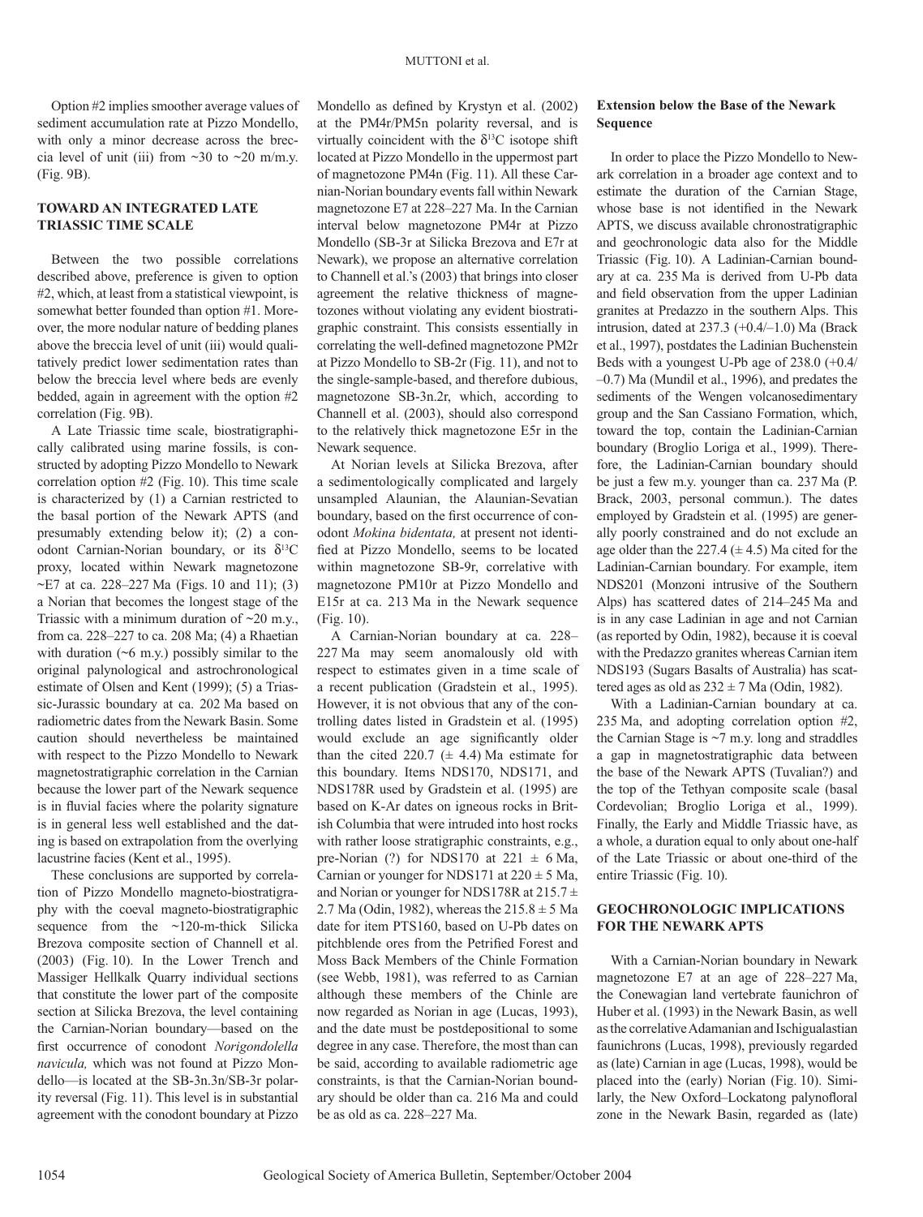Option #2 implies smoother average values of sediment accumulation rate at Pizzo Mondello, with only a minor decrease across the breccia level of unit (iii) from ~30 to ~20 m/m.y. (Fig. 9B).

## TOWARD AN INTEGRATED LATE TRIASSIC TIME SCALE

Between the two possible correlations described above, preference is given to option #2, which, at least from a statistical viewpoint, is somewhat better founded than option #1. Moreover, the more nodular nature of bedding planes above the breccia level of unit (iii) would qualitatively predict lower sedimentation rates than below the breccia level where beds are evenly bedded, again in agreement with the option #2 correlation (Fig. 9B).

A Late Triassic time scale, biostratigraphically calibrated using marine fossils, is constructed by adopting Pizzo Mondello to Newark correlation option #2 (Fig. 10). This time scale is characterized by (1) a Carnian restricted to the basal portion of the Newark APTS (and presumably extending below it); (2) a conodont Carnian-Norian boundary, or its $\delta^{13}C$ proxy, located within Newark magnetozone ~E7 at ca. 228–227 Ma (Figs. 10 and 11); (3) a Norian that becomes the longest stage of the Triassic with a minimum duration of ~20 m.y., from ca. 228–227 to ca. 208 Ma; (4) a Rhaetian with duration (~6 m.y.) possibly similar to the original palynological and astrochronological estimate of Olsen and Kent (1999); (5) a Triassic-Jurassic boundary at ca. 202 Ma based on radiometric dates from the Newark Basin. Some caution should nevertheless be maintained with respect to the Pizzo Mondello to Newark magnetostratigraphic correlation in the Carnian because the lower part of the Newark sequence is in fluvial facies where the polarity signature is in general less well established and the dating is based on extrapolation from the overlying lacustrine facies (Kent et al., 1995).

These conclusions are supported by correlation of Pizzo Mondello magneto-biostratigraphy with the coeval magneto-biostratigraphic sequence from the ~120-m-thick Silicka Brezova composite section of Channell et al. (2003) (Fig. 10). In the Lower Trench and Massiger Hellkalk Quarry individual sections that constitute the lower part of the composite section at Silicka Brezova, the level containing the Carnian-Norian boundary—based on the first occurrence of conodont *Norigondolella navicula,* which was not found at Pizzo Mondello—is located at the SB-3n.3n/SB-3r polarity reversal (Fig. 11). This level is in substantial agreement with the conodont boundary at Pizzo Mondello as defined by Krystyn et al. (2002) at the PM4r/PM5n polarity reversal, and is virtually coincident with the $\delta^{13}C$ isotope shift located at Pizzo Mondello in the uppermost part of magnetozone PM4n (Fig. 11). All these Carnian-Norian boundary events fall within Newark magnetozone E7 at 228–227 Ma. In the Carnian interval below magnetozone PM4r at Pizzo Mondello (SB-3r at Silicka Brezova and E7r at Newark), we propose an alternative correlation to Channell et al.'s (2003) that brings into closer agreement the relative thickness of magnetozones without violating any evident biostratigraphic constraint. This consists essentially in correlating the well-defined magnetozone PM2r at Pizzo Mondello to SB-2r (Fig. 11), and not to the single-sample-based, and therefore dubious, magnetozone SB-3n.2r, which, according to Channell et al. (2003), should also correspond to the relatively thick magnetozone E5r in the Newark sequence.

At Norian levels at Silicka Brezova, after a sedimentologically complicated and largely unsampled Alaunian, the Alaunian-Sevatian boundary, based on the first occurrence of conodont *Mokina bidentata,* at present not identified at Pizzo Mondello, seems to be located within magnetozone SB-9r, correlative with magnetozone PM10r at Pizzo Mondello and E15r at ca. 213 Ma in the Newark sequence (Fig. 10).

A Carnian-Norian boundary at ca. 228–227 Ma may seem anomalously old with respect to estimates given in a time scale of a recent publication (Gradstein et al., 1995). However, it is not obvious that any of the controlling dates listed in Gradstein et al. (1995) would exclude an age significantly older than the cited 220.7 ($\pm$ 4.4) Ma estimate for this boundary. Items NDS170, NDS171, and NDS178R used by Gradstein et al. (1995) are based on K-Ar dates on igneous rocks in British Columbia that were intruded into host rocks with rather loose stratigraphic constraints, e.g., pre-Norian (?) for NDS170 at 221 $\pm$ 6 Ma, Carnian or younger for NDS171 at 220 $\pm$ 5 Ma, and Norian or younger for NDS178R at 215.7 $\pm$ 2.7 Ma (Odin, 1982), whereas the 215.8 $\pm$ 5 Ma date for item PTS160, based on U-Pb dates on pitchblende ores from the Petrified Forest and Moss Back Members of the Chinle Formation (see Webb, 1981), was referred to as Carnian although these members of the Chinle are now regarded as Norian in age (Lucas, 1993), and the date must be postdepositional to some degree in any case. Therefore, the most than can be said, according to available radiometric age constraints, is that the Carnian-Norian boundary should be older than ca. 216 Ma and could be as old as ca. 228–227 Ma.

### Extension below the Base of the Newark Sequence

In order to place the Pizzo Mondello to Newark correlation in a broader age context and to estimate the duration of the Carnian Stage, whose base is not identified in the Newark APTS, we discuss available chronostratigraphic and geochronologic data also for the Middle Triassic (Fig. 10). A Ladinian-Carnian boundary at ca. 235 Ma is derived from U-Pb data and field observation from the upper Ladinian granites at Predazzo in the southern Alps. This intrusion, dated at 237.3 (+0.4/–1.0) Ma (Brack et al., 1997), postdates the Ladinian Buchenstein Beds with a youngest U-Pb age of 238.0 (+0.4/–0.7) Ma (Mundil et al., 1996), and predates the sediments of the Wengen volcanosedimentary group and the San Cassiano Formation, which, toward the top, contain the Ladinian-Carnian boundary (Broglio Loriga et al., 1999). Therefore, the Ladinian-Carnian boundary should be just a few m.y. younger than ca. 237 Ma (P. Brack, 2003, personal commun.). The dates employed by Gradstein et al. (1995) are generally poorly constrained and do not exclude an age older than the 227.4 ($\pm$ 4.5) Ma cited for the Ladinian-Carnian boundary. For example, item NDS201 (Monzoni intrusive of the Southern Alps) has scattered dates of 214–245 Ma and is in any case Ladinian in age and not Carnian (as reported by Odin, 1982), because it is coeval with the Predazzo granites whereas Carnian item NDS193 (Sugars Basalts of Australia) has scattered ages as old as 232 $\pm$ 7 Ma (Odin, 1982).

With a Ladinian-Carnian boundary at ca. 235 Ma, and adopting correlation option #2, the Carnian Stage is ~7 m.y. long and straddles a gap in magnetostratigraphic data between the base of the Newark APTS (Tuvalian?) and the top of the Tethyan composite scale (basal Cordevolian; Broglio Loriga et al., 1999). Finally, the Early and Middle Triassic have, as a whole, a duration equal to only about one-half of the Late Triassic or about one-third of the entire Triassic (Fig. 10).

## GEOCHRONOLOGIC IMPLICATIONS FOR THE NEWARK APTS

With a Carnian-Norian boundary in Newark magnetozone E7 at an age of 228–227 Ma, the Conewagian land vertebrate faunichron of Huber et al. (1993) in the Newark Basin, as well as the correlative Adamanian and Ischigualastian faunichrons (Lucas, 1998), previously regarded as (late) Carnian in age (Lucas, 1998), would be placed into the (early) Norian (Fig. 10). Similarly, the New Oxford–Lockatong palynofloral zone in the Newark Basin, regarded as (late)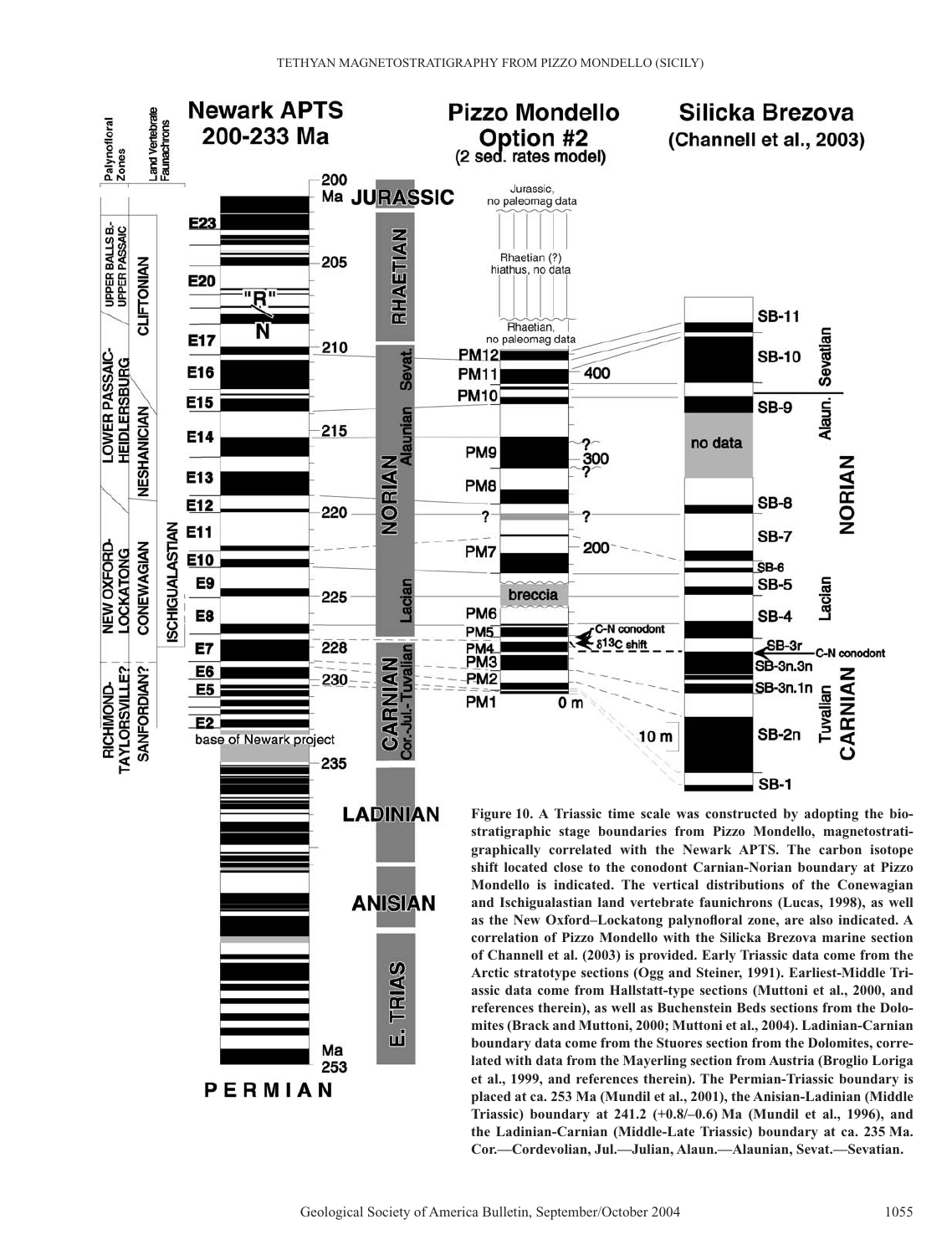Figure 10. A Triassic time scale was constructed by adopting the biostratigraphic stage boundaries from Pizzo Mondello, magnetostratigraphically correlated with the Newark APTS. The carbon isotope shift located close to the conodont Carnian-Norian boundary at Pizzo Mondello is indicated. The vertical distributions of the Conewagian and Ischigualastian land vertebrate faunichrons (Lucas, 1998), as well as the New Oxford–Lockatong palynofloral zone, are also indicated. A correlation of Pizzo Mondello with the Silicka Brezova marine section of Channell et al. (2003) is provided. Early Triassic data come from the Arctic stratotype sections (Ogg and Steiner, 1991). Earliest-Middle Triassic data come from Hallstatt-type sections (Muttoni et al., 2000, and references therein), as well as Buchenstein Beds sections from the Dolomites (Brack and Muttoni, 2000; Muttoni et al., 2004). Ladinian-Carnian boundary data come from the Stuores section from the Dolomites, correlated with data from the Mayerling section from Austria (Broglio Loriga et al., 1999, and references therein). The Permian-Triassic boundary is placed at ca. 253 Ma (Mundil et al., 2001), the Anisian-Ladinian (Middle Triassic) boundary at 241.2 (+0.8/–0.6) Ma (Mundil et al., 1996), and the Ladinian-Carnian (Middle-Late Triassic) boundary at ca. 235 Ma. Cor.—Cordevolian, Jul.—Julian, Alaun.—Alaunian, Sevat.—Sevatian.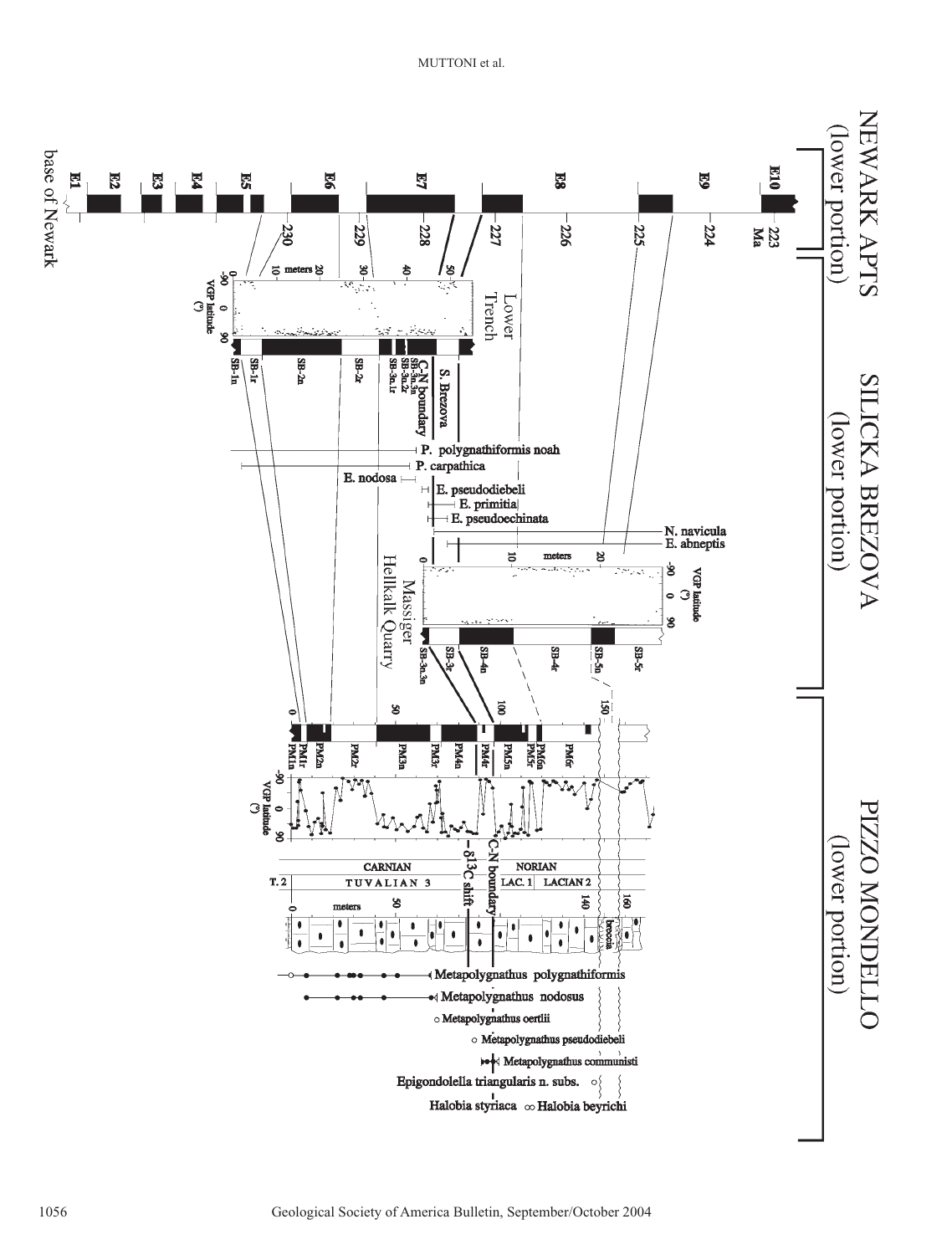NEWARK APTS (lower portion)

E1 E2 E3 E4 E5 E6 E7 E8 E9 E10

base of Newark

230 229 228 227 226 225 224 223 Ma

SILICKA BREZOVA (lower portion)

Lower Trench

meters 10 20 30 40 50

VGP latitude (°) -90 0 90

SB-1n SB-1r SB-2n SB-2r SB-3n.1r SB-3n.2r SB-3n.3n

S. Brezova

C-N boundary

P. polygnathiformis noah

P. carpathica

E. nodosa

E. pseudodiebeli

E. primitia

E. pseudoechinata

N. navicula

E. abneptis

Massiger Hellkalk Quarry

meters 0 10 20

VGP latitude (°) -90 0 90

SB-3n.3n SB-3r SB-4n SB-4r SB-5n SB-5r

PIZZO MONDELLO (lower portion)

0 50 100 150

PM1n PM1r PM2n PM2r PM3n PM3r PM4n PM4r PM5n PM5r PM6n PM6r

VGP latitude (°) -90 0 90

C-N boundary

δ13C shift

CARNIAN NORIAN

T. 2 TUVALIAN 3 LAC. 1 LACIAN 2

meters 0 50 140 160

breccia

Metapolygnathus polygnathiformis

Metapolygnathus nodosus

Metapolygnathus oertlii

Metapolygnathus pseudodiebeli

Metapolygnathus communisti

Epigondolella triangularis n. subs.

Halobia styriaca

Halobia beyrichi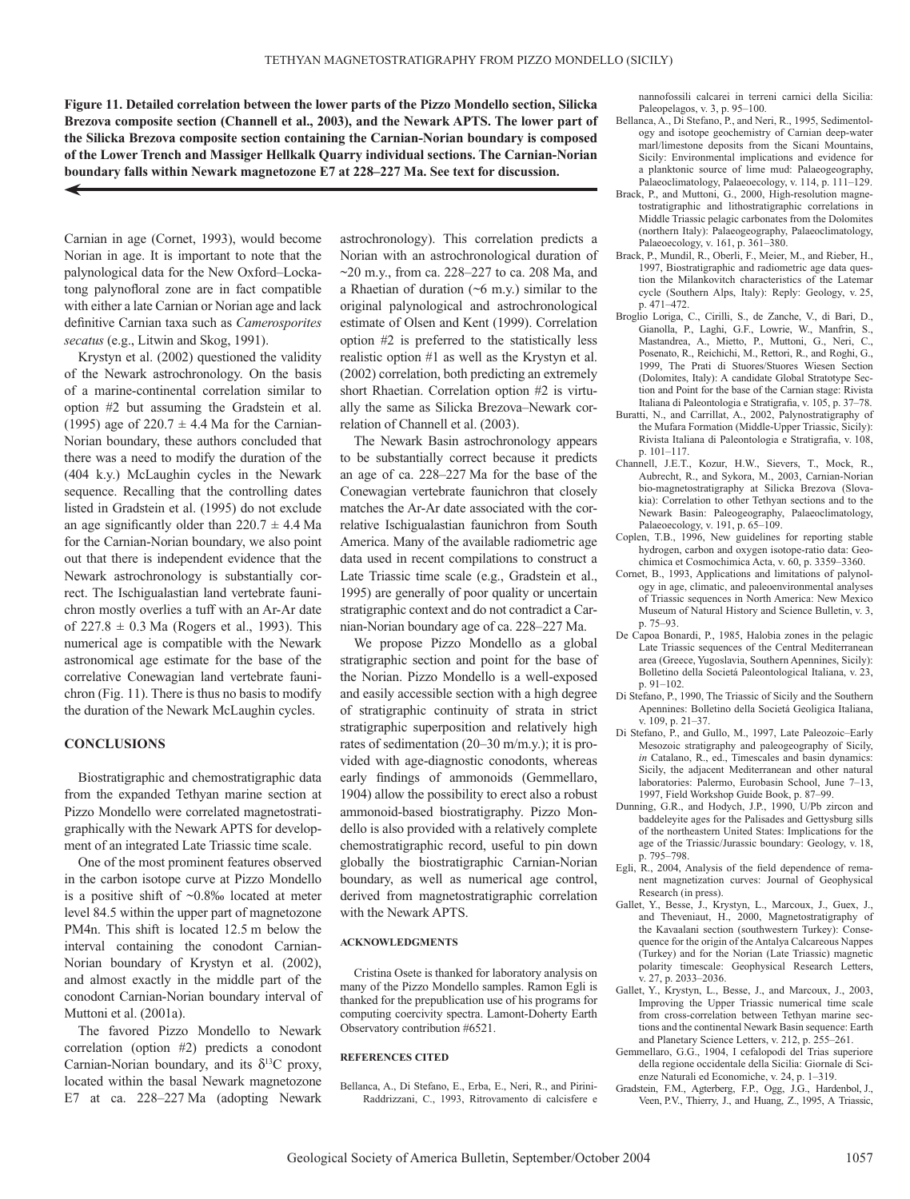**Figure 11. Detailed correlation between the lower parts of the Pizzo Mondello section, Silicka Brezova composite section (Channell et al., 2003), and the Newark APTS. The lower part of the Silicka Brezova composite section containing the Carnian-Norian boundary is composed of the Lower Trench and Massiger Hellkalk Quarry individual sections. The Carnian-Norian boundary falls within Newark magnetozone E7 at 228–227 Ma. See text for discussion.**

Carnian in age (Cornet, 1993), would become Norian in age. It is important to note that the palynological data for the New Oxford–Lockatong palynofloral zone are in fact compatible with either a late Carnian or Norian age and lack definitive Carnian taxa such as *Camerosporites secatus* (e.g., Litwin and Skog, 1991).

Krystyn et al. (2002) questioned the validity of the Newark astrochronology. On the basis of a marine-continental correlation similar to option #2 but assuming the Gradstein et al. (1995) age of 220.7 ± 4.4 Ma for the Carnian-Norian boundary, these authors concluded that there was a need to modify the duration of the (404 k.y.) McLaughin cycles in the Newark sequence. Recalling that the controlling dates listed in Gradstein et al. (1995) do not exclude an age significantly older than 220.7 ± 4.4 Ma for the Carnian-Norian boundary, we also point out that there is independent evidence that the Newark astrochronology is substantially correct. The Ischigualastian land vertebrate faunichron mostly overlies a tuff with an Ar-Ar date of 227.8 ± 0.3 Ma (Rogers et al., 1993). This numerical age is compatible with the Newark astronomical age estimate for the base of the correlative Conewagian land vertebrate faunichron (Fig. 11). There is thus no basis to modify the duration of the Newark McLaughin cycles.

## CONCLUSIONS

Biostratigraphic and chemostratigraphic data from the expanded Tethyan marine section at Pizzo Mondello were correlated magnetostratigraphically with the Newark APTS for development of an integrated Late Triassic time scale.

One of the most prominent features observed in the carbon isotope curve at Pizzo Mondello is a positive shift of ~0.8‰ located at meter level 84.5 within the upper part of magnetozone PM4n. This shift is located 12.5 m below the interval containing the conodont Carnian-Norian boundary of Krystyn et al. (2002), and almost exactly in the middle part of the conodont Carnian-Norian boundary interval of Muttoni et al. (2001a).

The favored Pizzo Mondello to Newark correlation (option #2) predicts a conodont Carnian-Norian boundary, and its $\delta^{13}C$ proxy, located within the basal Newark magnetozone E7 at ca. 228–227 Ma (adopting Newark astrochronology). This correlation predicts a Norian with an astrochronological duration of ~20 m.y., from ca. 228–227 to ca. 208 Ma, and a Rhaetian of duration (~6 m.y.) similar to the original palynological and astrochronological estimate of Olsen and Kent (1999). Correlation option #2 is preferred to the statistically less realistic option #1 as well as the Krystyn et al. (2002) correlation, both predicting an extremely short Rhaetian. Correlation option #2 is virtually the same as Silicka Brezova–Newark correlation of Channell et al. (2003).

The Newark Basin astrochronology appears to be substantially correct because it predicts an age of ca. 228–227 Ma for the base of the Conewagian vertebrate faunichron that closely matches the Ar-Ar date associated with the correlative Ischigualastian faunichron from South America. Many of the available radiometric age data used in recent compilations to construct a Late Triassic time scale (e.g., Gradstein et al., 1995) are generally of poor quality or uncertain stratigraphic context and do not contradict a Carnian-Norian boundary age of ca. 228–227 Ma.

We propose Pizzo Mondello as a global stratigraphic section and point for the base of the Norian. Pizzo Mondello is a well-exposed and easily accessible section with a high degree of stratigraphic continuity of strata in strict stratigraphic superposition and relatively high rates of sedimentation (20–30 m/m.y.); it is provided with age-diagnostic conodonts, whereas early findings of ammonoids (Gemmellaro, 1904) allow the possibility to erect also a robust ammonoid-based biostratigraphy. Pizzo Mondello is also provided with a relatively complete chemostratigraphic record, useful to pin down globally the biostratigraphic Carnian-Norian boundary, as well as numerical age control, derived from magnetostratigraphic correlation with the Newark APTS.

### ACKNOWLEDGMENTS

Cristina Osete is thanked for laboratory analysis on many of the Pizzo Mondello samples. Ramon Egli is thanked for the prepublication use of his programs for computing coercivity spectra. Lamont-Doherty Earth Observatory contribution #6521.

### REFERENCES CITED

Bellanca, A., Di Stefano, E., Erba, E., Neri, R., and Pirini-Raddrizzani, C., 1993, Ritrovamento di calcisfere e nannofossili calcarei in terreni carnici della Sicilia: Paleopelagos, v. 3, p. 95–100.

Bellanca, A., Di Stefano, P., and Neri, R., 1995, Sedimentology and isotope geochemistry of Carnian deep-water marl/limestone deposits from the Sicani Mountains, Sicily: Environmental implications and evidence for a planktonic source of lime mud: Palaeogeography, Palaeoclimatology, Palaeoecology, v. 114, p. 111–129.

Brack, P., and Muttoni, G., 2000, High-resolution magnetostratigraphic and lithostratigraphic correlations in Middle Triassic pelagic carbonates from the Dolomites (northern Italy): Palaeogeography, Palaeoclimatology, Palaeoecology, v. 161, p. 361–380.

Brack, P., Mundil, R., Oberli, F., Meier, M., and Rieber, H., 1997, Biostratigraphic and radiometric age data question the Milankovitch characteristics of the Latemar cycle (Southern Alps, Italy): Reply: Geology, v. 25, p. 471–472.

Broglio Loriga, C., Cirilli, S., de Zanche, V., di Bari, D., Gianolla, P., Laghi, G.F., Lowrie, W., Manfrin, S., Mastandrea, A., Mietto, P., Muttoni, G., Neri, C., Posenato, R., Reichichi, M., Rettori, R., and Roghi, G., 1999, The Prati di Stuores/Stuores Wiesen Section (Dolomites, Italy): A candidate Global Stratotype Section and Point for the base of the Carnian stage: Rivista Italiana di Paleontologia e Stratigrafia, v. 105, p. 37–78.

Buratti, N., and Carrillat, A., 2002, Palynostratigraphy of the Mufara Formation (Middle-Upper Triassic, Sicily): Rivista Italiana di Paleontologia e Stratigrafia, v. 108, p. 101–117.

Channell, J.E.T., Kozur, H.W., Sievers, T., Mock, R., Aubrecht, R., and Sykora, M., 2003, Carnian-Norian bio-magnetostratigraphy at Silicka Brezova (Slovakia): Correlation to other Tethyan sections and to the Newark Basin: Paleogeography, Palaeoclimatology, Palaeoecology, v. 191, p. 65–109.

Coplen, T.B., 1996, New guidelines for reporting stable hydrogen, carbon and oxygen isotope-ratio data: Geochimica et Cosmochimica Acta, v. 60, p. 3359–3360.

Cornet, B., 1993, Applications and limitations of palynology in age, climatic, and paleoenvironmental analyses of Triassic sequences in North America: New Mexico Museum of Natural History and Science Bulletin, v. 3, p. 75–93.

De Capoa Bonardi, P., 1985, Halobia zones in the pelagic Late Triassic sequences of the Central Mediterranean area (Greece, Yugoslavia, Southern Apennines, Sicily): Bolletino della Societá Paleontological Italiana, v. 23, p. 91–102.

Di Stefano, P., 1990, The Triassic of Sicily and the Southern Apennines: Bolletino della Societá Geoligica Italiana, v. 109, p. 21–37.

Di Stefano, P., and Gullo, M., 1997, Late Paleozoic–Early Mesozoic stratigraphy and paleogeography of Sicily, *in* Catalano, R., ed., Timescales and basin dynamics: Sicily, the adjacent Mediterranean and other natural laboratories: Palermo, Eurobasin School, June 7–13, 1997, Field Workshop Guide Book, p. 87–99.

Dunning, G.R., and Hodych, J.P., 1990, U/Pb zircon and baddeleyite ages for the Palisades and Gettysburg sills of the northeastern United States: Implications for the age of the Triassic/Jurassic boundary: Geology, v. 18, p. 795–798.

Egli, R., 2004, Analysis of the field dependence of remanent magnetization curves: Journal of Geophysical Research (in press).

Gallet, Y., Besse, J., Krystyn, L., Marcoux, J., Guex, J., and Theveniaut, H., 2000, Magnetostratigraphy of the Kavaalani section (southwestern Turkey): Consequence for the origin of the Antalya Calcareous Nappes (Turkey) and for the Norian (Late Triassic) magnetic polarity timescale: Geophysical Research Letters, v. 27, p. 2033–2036.

Gallet, Y., Krystyn, L., Besse, J., and Marcoux, J., 2003, Improving the Upper Triassic numerical time scale from cross-correlation between Tethyan marine sections and the continental Newark Basin sequence: Earth and Planetary Science Letters, v. 212, p. 255–261.

Gemmellaro, G.G., 1904, I cefalopodi del Trias superiore della regione occidentale della Sicilia: Giornale di Scienze Naturali ed Economiche, v. 24, p. 1–319.

Gradstein, F.M., Agterberg, F.P., Ogg, J.G., Hardenbol, J., Veen, P.V., Thierry, J., and Huang, Z., 1995, A Triassic,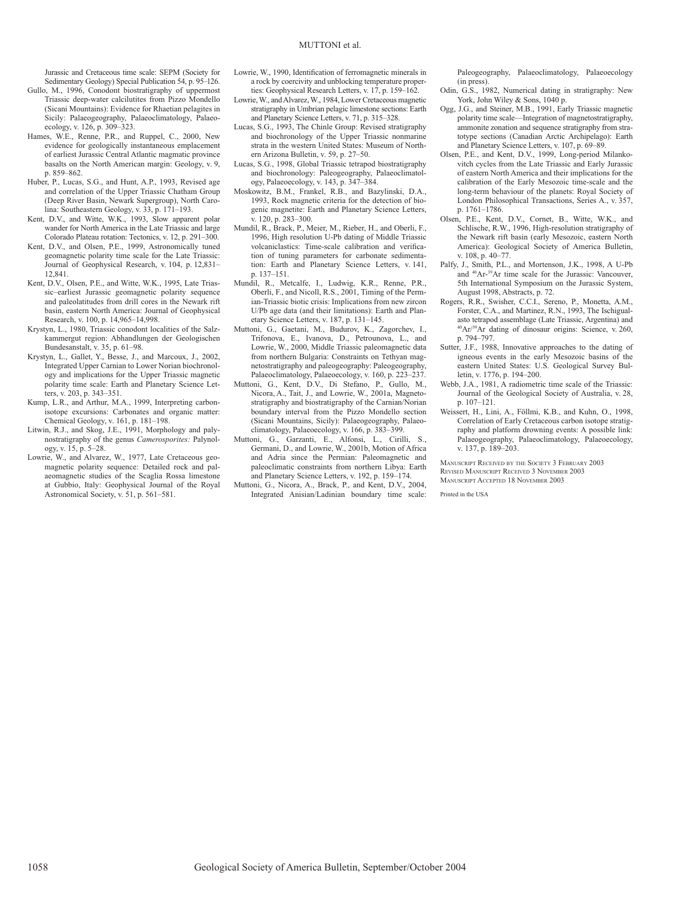Jurassic and Cretaceous time scale: SEPM (Society for Sedimentary Geology) Special Publication 54, p. 95–126.

Gullo, M., 1996, Conodont biostratigraphy of uppermost Triassic deep-water calcilutites from Pizzo Mondello (Sicani Mountains): Evidence for Rhaetian pelagites in Sicily: Palaeogeography, Palaeoclimatology, Palaeoecology, v. 126, p. 309–323.

Hames, W.E., Renne, P.R., and Ruppel, C., 2000, New evidence for geologically instantaneous emplacement of earliest Jurassic Central Atlantic magmatic province basalts on the North American margin: Geology, v. 9, p. 859–862.

Huber, P., Lucas, S.G., and Hunt, A.P., 1993, Revised age and correlation of the Upper Triassic Chatham Group (Deep River Basin, Newark Supergroup), North Carolina: Southeastern Geology, v. 33, p. 171–193.

Kent, D.V., and Witte, W.K., 1993, Slow apparent polar wander for North America in the Late Triassic and large Colorado Plateau rotation: Tectonics, v. 12, p. 291–300.

Kent, D.V., and Olsen, P.E., 1999, Astronomically tuned geomagnetic polarity time scale for the Late Triassic: Journal of Geophysical Research, v. 104, p. 12,831–12,841.

Kent, D.V., Olsen, P.E., and Witte, W.K., 1995, Late Triassic–earliest Jurassic geomagnetic polarity sequence and paleolatitudes from drill cores in the Newark rift basin, eastern North America: Journal of Geophysical Research, v. 100, p. 14,965–14,998.

Krystyn, L., 1980, Triassic conodont localities of the Salzkammergut region: Abhandlungen der Geologischen Bundesanstalt, v. 35, p. 61–98.

Krystyn, L., Gallet, Y., Besse, J., and Marcoux, J., 2002, Integrated Upper Carnian to Lower Norian biochronology and implications for the Upper Triassic magnetic polarity time scale: Earth and Planetary Science Letters, v. 203, p. 343–351.

Kump, L.R., and Arthur, M.A., 1999, Interpreting carbon-isotope excursions: Carbonates and organic matter: Chemical Geology, v. 161, p. 181–198.

Litwin, R.J., and Skog, J.E., 1991, Morphology and palynostratigraphy of the genus *Camerosporites:* Palynology, v. 15, p. 5–28.

Lowrie, W., and Alvarez, W., 1977, Late Cretaceous geomagnetic polarity sequence: Detailed rock and palaeomagnetic studies of the Scaglia Rossa limestone at Gubbio, Italy: Geophysical Journal of the Royal Astronomical Society, v. 51, p. 561–581.

Lowrie, W., 1990, Identification of ferromagnetic minerals in a rock by coercivity and unblocking temperature properties: Geophysical Research Letters, v. 17, p. 159–162.

Lowrie, W., and Alvarez, W., 1984, Lower Cretaceous magnetic stratigraphy in Umbrian pelagic limestone sections: Earth and Planetary Science Letters, v. 71, p. 315–328.

Lucas, S.G., 1993, The Chinle Group: Revised stratigraphy and biochronology of the Upper Triassic nonmarine strata in the western United States: Museum of Northern Arizona Bulletin, v. 59, p. 27–50.

Lucas, S.G., 1998, Global Triassic tetrapod biostratigraphy and biochronology: Paleogeography, Palaeoclimatology, Palaeoecology, v. 143, p. 347–384.

Moskowitz, B.M., Frankel, R.B., and Bazylinski, D.A., 1993, Rock magnetic criteria for the detection of biogenic magnetite: Earth and Planetary Science Letters, v. 120, p. 283–300.

Mundil, R., Brack, P., Meier, M., Rieber, H., and Oberli, F., 1996, High resolution U-Pb dating of Middle Triassic volcaniclastics: Time-scale calibration and verification of tuning parameters for carbonate sedimentation: Earth and Planetary Science Letters, v. 141, p. 137–151.

Mundil, R., Metcalfe, I., Ludwig, K.R., Renne, P.R., Oberli, F., and Nicoll, R.S., 2001, Timing of the Permian-Triassic biotic crisis: Implications from new zircon U/Pb age data (and their limitations): Earth and Planetary Science Letters, v. 187, p. 131–145.

Muttoni, G., Gaetani, M., Budurov, K., Zagorchev, I., Trifonova, E., Ivanova, D., Petrounova, L., and Lowrie, W., 2000, Middle Triassic paleomagnetic data from northern Bulgaria: Constraints on Tethyan magnetostratigraphy and paleogeography: Paleogeography, Palaeoclimatology, Palaeoecology, v. 160, p. 223–237.

Muttoni, G., Kent, D.V., Di Stefano, P., Gullo, M., Nicora, A., Tait, J., and Lowrie, W., 2001a, Magnetostratigraphy and biostratigraphy of the Carnian/Norian boundary interval from the Pizzo Mondello section (Sicani Mountains, Sicily): Palaeogeography, Palaeoclimatology, Palaeoecology, v. 166, p. 383–399.

Muttoni, G., Garzanti, E., Alfonsi, L., Cirilli, S., Germani, D., and Lowrie, W., 2001b, Motion of Africa and Adria since the Permian: Paleomagnetic and paleoclimatic constraints from northern Libya: Earth and Planetary Science Letters, v. 192, p. 159–174.

Muttoni, G., Nicora, A., Brack, P., and Kent, D.V., 2004, Integrated Anisian/Ladinian boundary time scale: Paleogeography, Palaeoclimatology, Palaeoecology (in press).

Odin, G.S., 1982, Numerical dating in stratigraphy: New York, John Wiley & Sons, 1040 p.

Ogg, J.G., and Steiner, M.B., 1991, Early Triassic magnetic polarity time scale—Integration of magnetostratigraphy, ammonite zonation and sequence stratigraphy from stratotype sections (Canadian Arctic Archipelago): Earth and Planetary Science Letters, v. 107, p. 69–89.

Olsen, P.E., and Kent, D.V., 1999, Long-period Milankovitch cycles from the Late Triassic and Early Jurassic of eastern North America and their implications for the calibration of the Early Mesozoic time-scale and the long-term behaviour of the planets: Royal Society of London Philosophical Transactions, Series A., v. 357, p. 1761–1786.

Olsen, P.E., Kent, D.V., Cornet, B., Witte, W.K., and Schlische, R.W., 1996, High-resolution stratigraphy of the Newark rift basin (early Mesozoic, eastern North America): Geological Society of America Bulletin, v. 108, p. 40–77.

Palfy, J., Smith, P.L., and Mortenson, J.K., 1998, A U-Pb and $^{40}$Ar-$^{39}$Ar time scale for the Jurassic: Vancouver, 5th International Symposium on the Jurassic System, August 1998, Abstracts, p. 72.

Rogers, R.R., Swisher, C.C.I., Sereno, P., Monetta, A.M., Forster, C.A., and Martinez, R.N., 1993, The Ischigualasto tetrapod assemblage (Late Triassic, Argentina) and $^{40}$Ar/$^{39}$Ar dating of dinosaur origins: Science, v. 260, p. 794–797.

Sutter, J.F., 1988, Innovative approaches to the dating of igneous events in the early Mesozoic basins of the eastern United States: U.S. Geological Survey Bulletin, v. 1776, p. 194–200.

Webb, J.A., 1981, A radiometric time scale of the Triassic: Journal of the Geological Society of Australia, v. 28, p. 107–121.

Weissert, H., Lini, A., Föllmi, K.B., and Kuhn, O., 1998, Correlation of Early Cretaceous carbon isotope stratigraphy and platform drowning events: A possible link: Palaeogeography, Palaeoclimatology, Palaeoecology, v. 137, p. 189–203.

Manuscript Received by the Society 3 February 2003
Revised Manuscript Received 3 November 2003
Manuscript Accepted 18 November 2003

Printed in the USA